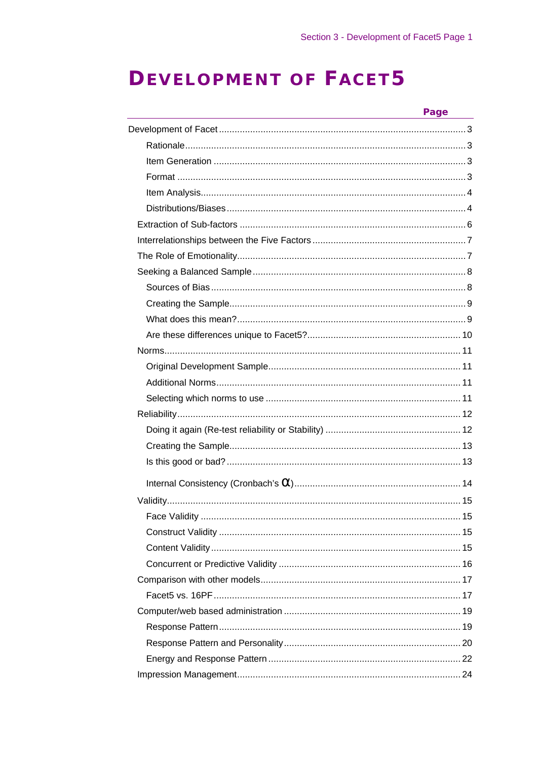# Development of Facet5

| | Page |
|---|---|
| Development of Facet | 3 |
| Rationale | 3 |
| Item Generation | 3 |
| Format | 3 |
| Item Analysis | 4 |
| Distributions/Biases | 4 |
| Extraction of Sub-factors | 6 |
| Interrelationships between the Five Factors | 7 |
| The Role of Emotionality | 7 |
| Seeking a Balanced Sample | 8 |
| Sources of Bias | 8 |
| Creating the Sample | 9 |
| What does this mean? | 9 |
| Are these differences unique to Facet5? | 10 |
| Norms | 11 |
| Original Development Sample | 11 |
| Additional Norms | 11 |
| Selecting which norms to use | 11 |
| Reliability | 12 |
| Doing it again (Re-test reliability or Stability) | 12 |
| Creating the Sample | 13 |
| Is this good or bad? | 13 |
| Internal Consistency (Cronbach's $\alpha$) | 14 |
| Validity | 15 |
| Face Validity | 15 |
| Construct Validity | 15 |
| Content Validity | 15 |
| Concurrent or Predictive Validity | 16 |
| Comparison with other models | 17 |
| Facet5 vs. 16PF | 17 |
| Computer/web based administration | 19 |
| Response Pattern | 19 |
| Response Pattern and Personality | 20 |
| Energy and Response Pattern | 22 |
| Impression Management | 24 |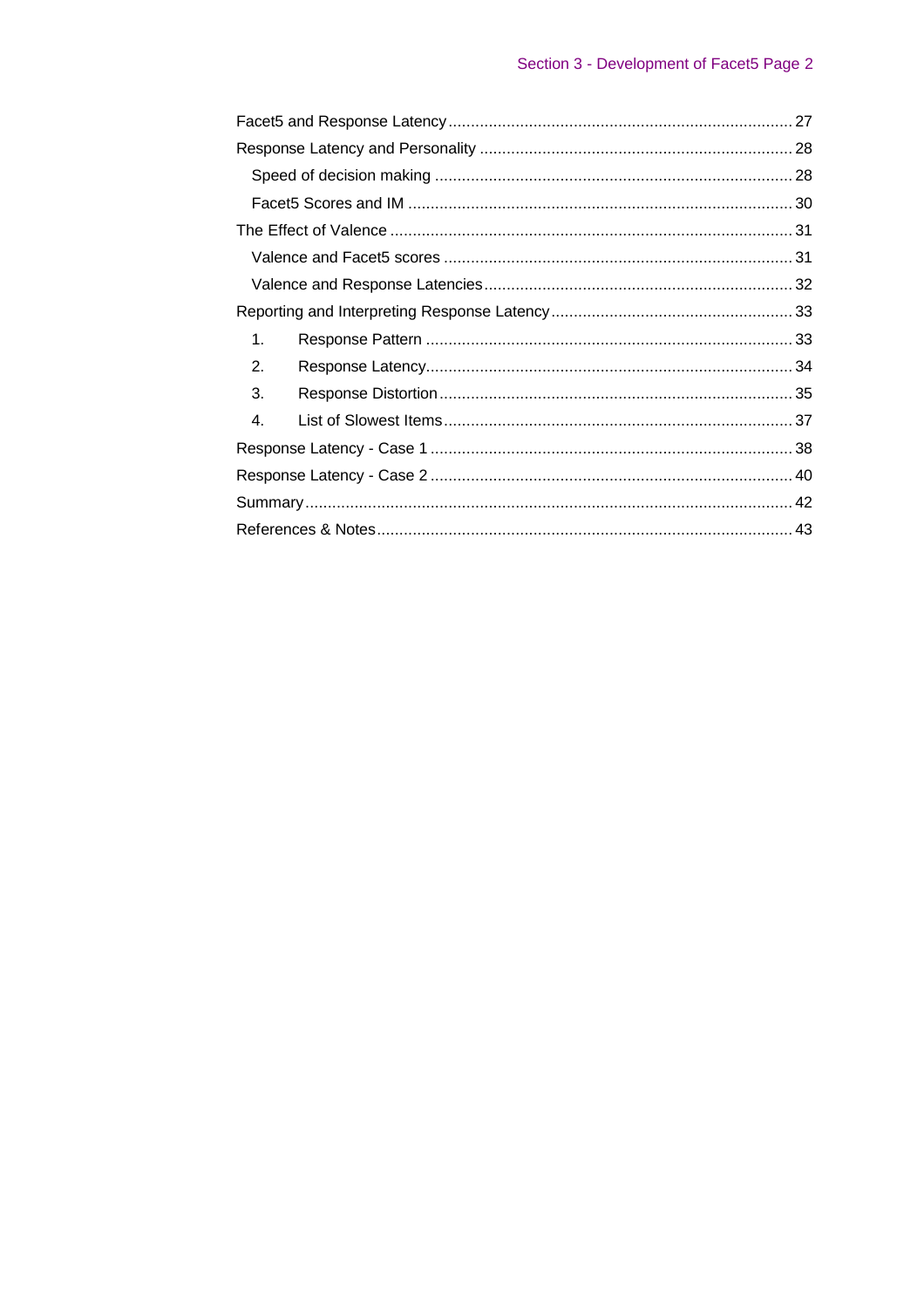Facet5 and Response Latency ..... 27

Response Latency and Personality ..... 28

- Speed of decision making ..... 28
- Facet5 Scores and IM ..... 30

The Effect of Valence ..... 31

- Valence and Facet5 scores ..... 31
- Valence and Response Latencies ..... 32

Reporting and Interpreting Response Latency ..... 33

1. Response Pattern ..... 33
2. Response Latency ..... 34
3. Response Distortion ..... 35
4. List of Slowest Items ..... 37

Response Latency - Case 1 ..... 38

Response Latency - Case 2 ..... 40

Summary ..... 42

References & Notes ..... 43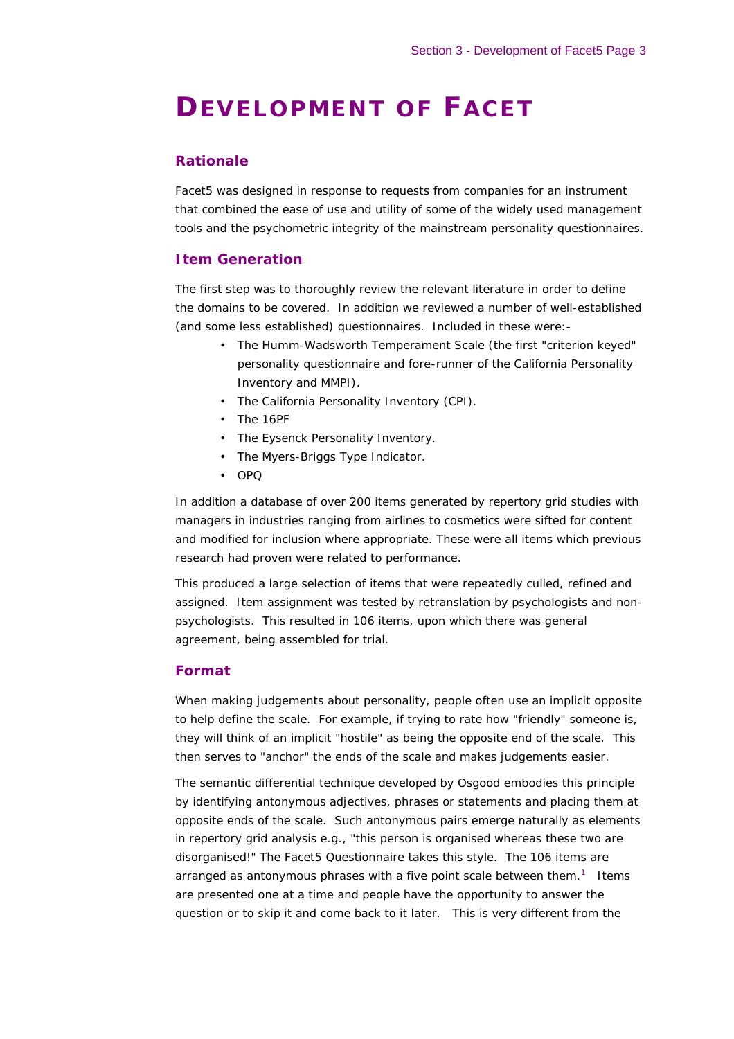# DEVELOPMENT OF FACET

## Rationale

Facet5 was designed in response to requests from companies for an instrument that combined the ease of use and utility of some of the widely used management tools and the psychometric integrity of the mainstream personality questionnaires.

## Item Generation

The first step was to thoroughly review the relevant literature in order to define the domains to be covered. In addition we reviewed a number of well-established (and some less established) questionnaires. Included in these were:-

- The Humm-Wadsworth Temperament Scale (the first "criterion keyed" personality questionnaire and fore-runner of the California Personality Inventory and MMPI).
- The California Personality Inventory (CPI).
- The 16PF
- The Eysenck Personality Inventory.
- The Myers-Briggs Type Indicator.
- OPQ

In addition a database of over 200 items generated by repertory grid studies with managers in industries ranging from airlines to cosmetics were sifted for content and modified for inclusion where appropriate. These were all items which previous research had proven were related to performance.

This produced a large selection of items that were repeatedly culled, refined and assigned. Item assignment was tested by retranslation by psychologists and non-psychologists. This resulted in 106 items, upon which there was general agreement, being assembled for trial.

## Format

When making judgements about personality, people often use an implicit opposite to help define the scale. For example, if trying to rate how "friendly" someone is, they will think of an implicit "hostile" as being the opposite end of the scale. This then serves to "anchor" the ends of the scale and makes judgements easier.

The semantic differential technique developed by Osgood embodies this principle by identifying antonymous adjectives, phrases or statements and placing them at opposite ends of the scale. Such antonymous pairs emerge naturally as elements in repertory grid analysis e.g., "this person is organised whereas these two are disorganised!" The Facet5 Questionnaire takes this style. The 106 items are arranged as antonymous phrases with a five point scale between them.[1] Items are presented one at a time and people have the opportunity to answer the question or to skip it and come back to it later. This is very different from the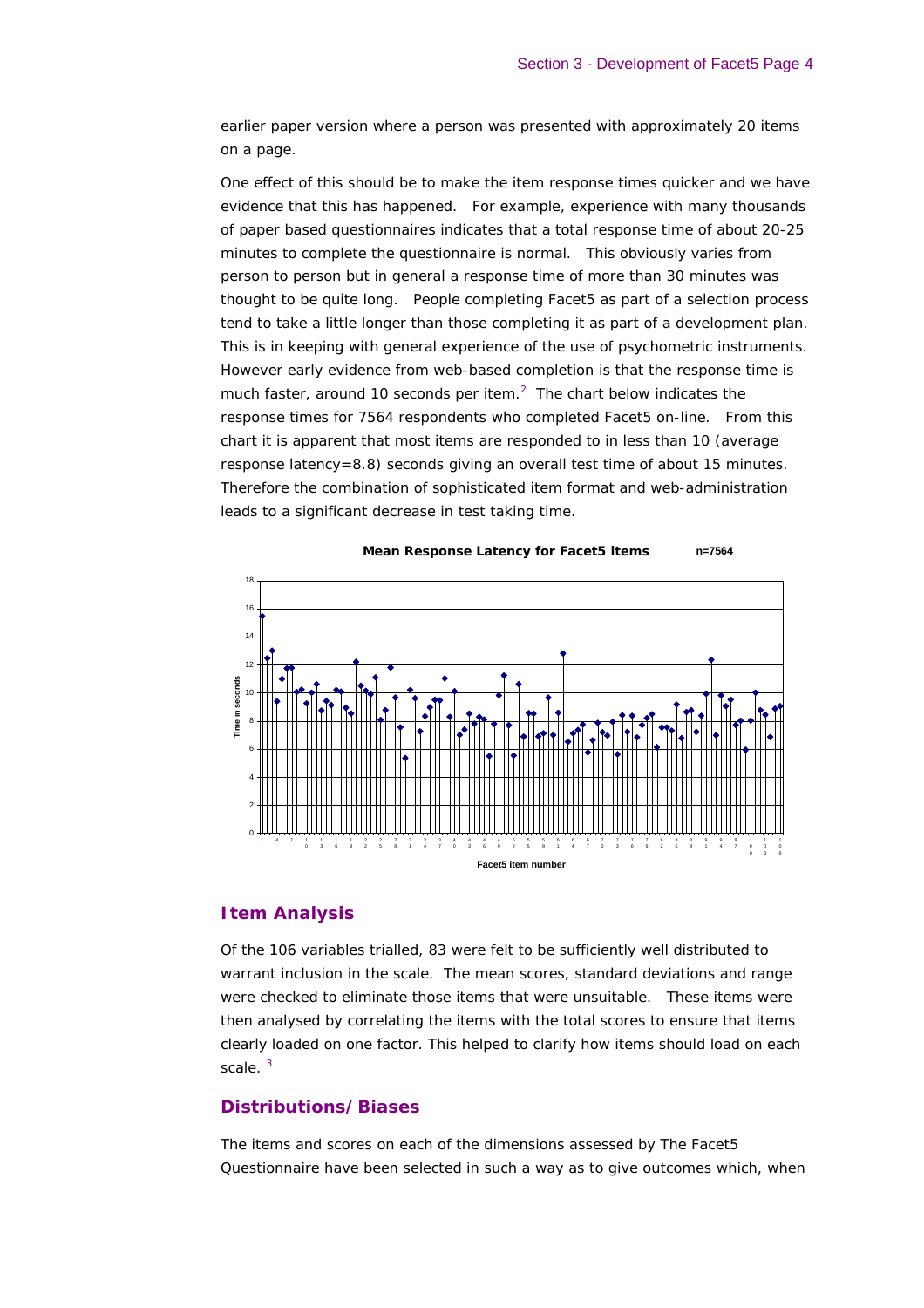earlier paper version where a person was presented with approximately 20 items on a page.

One effect of this should be to make the item response times quicker and we have evidence that this has happened. For example, experience with many thousands of paper based questionnaires indicates that a total response time of about 20-25 minutes to complete the questionnaire is normal. This obviously varies from person to person but in general a response time of more than 30 minutes was thought to be quite long. People completing Facet5 as part of a selection process tend to take a little longer than those completing it as part of a development plan. This is in keeping with general experience of the use of psychometric instruments. However early evidence from web-based completion is that the response time is much faster, around 10 seconds per item.[2] The chart below indicates the response times for 7564 respondents who completed Facet5 on-line. From this chart it is apparent that most items are responded to in less than 10 (average response latency=8.8) seconds giving an overall test time of about 15 minutes. Therefore the combination of sophisticated item format and web-administration leads to a significant decrease in test taking time.

**Mean Response Latency for Facet5 items** n=7564

## Item Analysis

Of the 106 variables trialled, 83 were felt to be sufficiently well distributed to warrant inclusion in the scale. The mean scores, standard deviations and range were checked to eliminate those items that were unsuitable. These items were then analysed by correlating the items with the total scores to ensure that items clearly loaded on one factor. This helped to clarify how items should load on each scale.[3]

## Distributions/Biases

The items and scores on each of the dimensions assessed by The Facet5 Questionnaire have been selected in such a way as to give outcomes which, when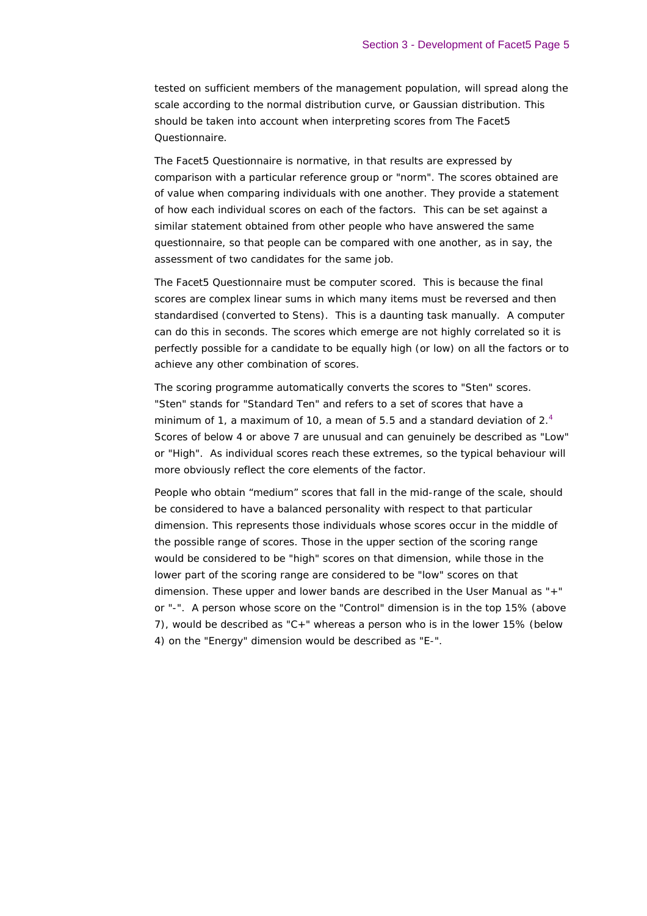tested on sufficient members of the management population, will spread along the scale according to the normal distribution curve, or Gaussian distribution. This should be taken into account when interpreting scores from The Facet5 Questionnaire.

The Facet5 Questionnaire is normative, in that results are expressed by comparison with a particular reference group or "norm". The scores obtained are of value when comparing individuals with one another. They provide a statement of how each individual scores on each of the factors. This can be set against a similar statement obtained from other people who have answered the same questionnaire, so that people can be compared with one another, as in say, the assessment of two candidates for the same job.

The Facet5 Questionnaire must be computer scored. This is because the final scores are complex linear sums in which many items must be reversed and then standardised (converted to Stens). This is a daunting task manually. A computer can do this in seconds. The scores which emerge are not highly correlated so it is perfectly possible for a candidate to be equally high (or low) on all the factors or to achieve any other combination of scores.

The scoring programme automatically converts the scores to "Sten" scores. "Sten" stands for "Standard Ten" and refers to a set of scores that have a minimum of 1, a maximum of 10, a mean of 5.5 and a standard deviation of 2.[4] Scores of below 4 or above 7 are unusual and can genuinely be described as "Low" or "High". As individual scores reach these extremes, so the typical behaviour will more obviously reflect the core elements of the factor.

People who obtain "medium" scores that fall in the mid-range of the scale, should be considered to have a balanced personality with respect to that particular dimension. This represents those individuals whose scores occur in the middle of the possible range of scores. Those in the upper section of the scoring range would be considered to be "high" scores on that dimension, while those in the lower part of the scoring range are considered to be "low" scores on that dimension. These upper and lower bands are described in the User Manual as "+" or "-". A person whose score on the "Control" dimension is in the top 15% (above 7), would be described as "C+" whereas a person who is in the lower 15% (below 4) on the "Energy" dimension would be described as "E-".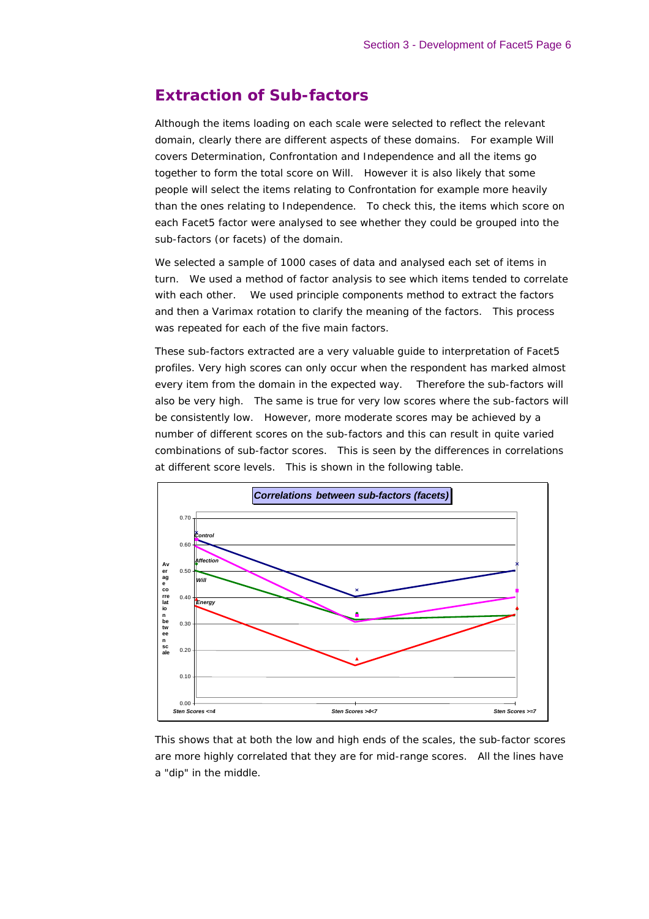## Extraction of Sub-factors

Although the items loading on each scale were selected to reflect the relevant domain, clearly there are different aspects of these domains. For example Will covers Determination, Confrontation and Independence and all the items go together to form the total score on Will. However it is also likely that some people will select the items relating to Confrontation for example more heavily than the ones relating to Independence. To check this, the items which score on each Facet5 factor were analysed to see whether they could be grouped into the sub-factors (or facets) of the domain.

We selected a sample of 1000 cases of data and analysed each set of items in turn. We used a method of factor analysis to see which items tended to correlate with each other. We used principle components method to extract the factors and then a Varimax rotation to clarify the meaning of the factors. This process was repeated for each of the five main factors.

These sub-factors extracted are a very valuable guide to interpretation of Facet5 profiles. Very high scores can only occur when the respondent has marked almost every item from the domain in the expected way. Therefore the sub-factors will also be very high. The same is true for very low scores where the sub-factors will be consistently low. However, more moderate scores may be achieved by a number of different scores on the sub-factors and this can result in quite varied combinations of sub-factor scores. This is seen by the differences in correlations at different score levels. This is shown in the following table.

**Correlations between sub-factors (facets)**

This shows that at both the low and high ends of the scales, the sub-factor scores are more highly correlated that they are for mid-range scores. All the lines have a "dip" in the middle.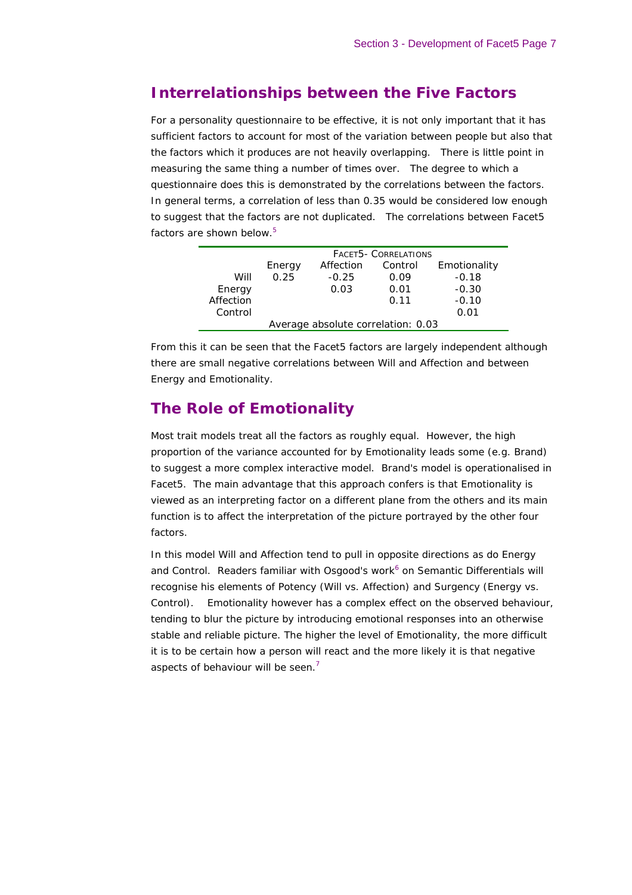## Interrelationships between the Five Factors

For a personality questionnaire to be effective, it is not only important that it has sufficient factors to account for most of the variation between people but also that the factors which it produces are not heavily overlapping. There is little point in measuring the same thing a number of times over. The degree to which a questionnaire does this is demonstrated by the correlations between the factors. In general terms, a correlation of less than 0.35 would be considered low enough to suggest that the factors are not duplicated. The correlations between Facet5 factors are shown below.[5]

| FACET5- CORRELATIONS | | | | |
|---|---|---|---|---|
| | Energy | Affection | Control | Emotionality |
| Will | 0.25 | -0.25 | 0.09 | -0.18 |
| Energy | | 0.03 | 0.01 | -0.30 |
| Affection | | | 0.11 | -0.10 |
| Control | | | | 0.01 |
| Average absolute correlation: 0.03 | | | | |

From this it can be seen that the Facet5 factors are largely independent although there are small negative correlations between Will and Affection and between Energy and Emotionality.

## The Role of Emotionality

Most trait models treat all the factors as roughly equal. However, the high proportion of the variance accounted for by Emotionality leads some (e.g. Brand) to suggest a more complex interactive model. Brand's model is operationalised in Facet5. The main advantage that this approach confers is that Emotionality is viewed as an interpreting factor on a different plane from the others and its main function is to affect the interpretation of the picture portrayed by the other four factors.

In this model Will and Affection tend to pull in opposite directions as do Energy and Control. Readers familiar with Osgood's work[6] on Semantic Differentials will recognise his elements of Potency (Will vs. Affection) and Surgency (Energy vs. Control). Emotionality however has a complex effect on the observed behaviour, tending to blur the picture by introducing emotional responses into an otherwise stable and reliable picture. The higher the level of Emotionality, the more difficult it is to be certain how a person will react and the more likely it is that negative aspects of behaviour will be seen.[7]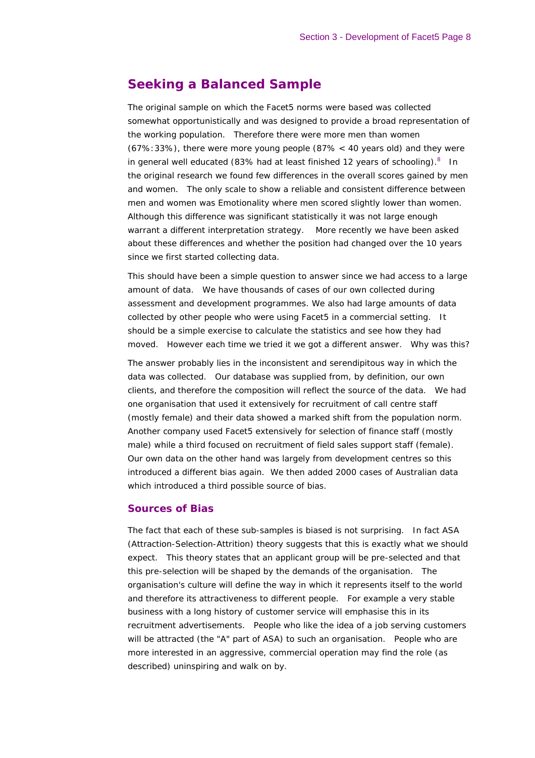## Seeking a Balanced Sample

The original sample on which the Facet5 norms were based was collected somewhat opportunistically and was designed to provide a broad representation of the working population. Therefore there were more men than women (67%:33%), there were more young people (87% < 40 years old) and they were in general well educated (83% had at least finished 12 years of schooling).[8] In the original research we found few differences in the overall scores gained by men and women. The only scale to show a reliable and consistent difference between men and women was Emotionality where men scored slightly lower than women. Although this difference was significant statistically it was not large enough warrant a different interpretation strategy. More recently we have been asked about these differences and whether the position had changed over the 10 years since we first started collecting data.

This should have been a simple question to answer since we had access to a large amount of data. We have thousands of cases of our own collected during assessment and development programmes. We also had large amounts of data collected by other people who were using Facet5 in a commercial setting. It should be a simple exercise to calculate the statistics and see how they had moved. However each time we tried it we got a different answer. Why was this?

The answer probably lies in the inconsistent and serendipitous way in which the data was collected. Our database was supplied from, by definition, our own clients, and therefore the composition will reflect the source of the data. We had one organisation that used it extensively for recruitment of call centre staff (mostly female) and their data showed a marked shift from the population norm. Another company used Facet5 extensively for selection of finance staff (mostly male) while a third focused on recruitment of field sales support staff (female). Our own data on the other hand was largely from development centres so this introduced a different bias again. We then added 2000 cases of Australian data which introduced a third possible source of bias.

### Sources of Bias

The fact that each of these sub-samples is biased is not surprising. In fact ASA (Attraction-Selection-Attrition) theory suggests that this is exactly what we should expect. This theory states that an applicant group will be pre-selected and that this pre-selection will be shaped by the demands of the organisation. The organisation's culture will define the way in which it represents itself to the world and therefore its attractiveness to different people. For example a very stable business with a long history of customer service will emphasise this in its recruitment advertisements. People who like the idea of a job serving customers will be attracted (the "A" part of ASA) to such an organisation. People who are more interested in an aggressive, commercial operation may find the role (as described) uninspiring and walk on by.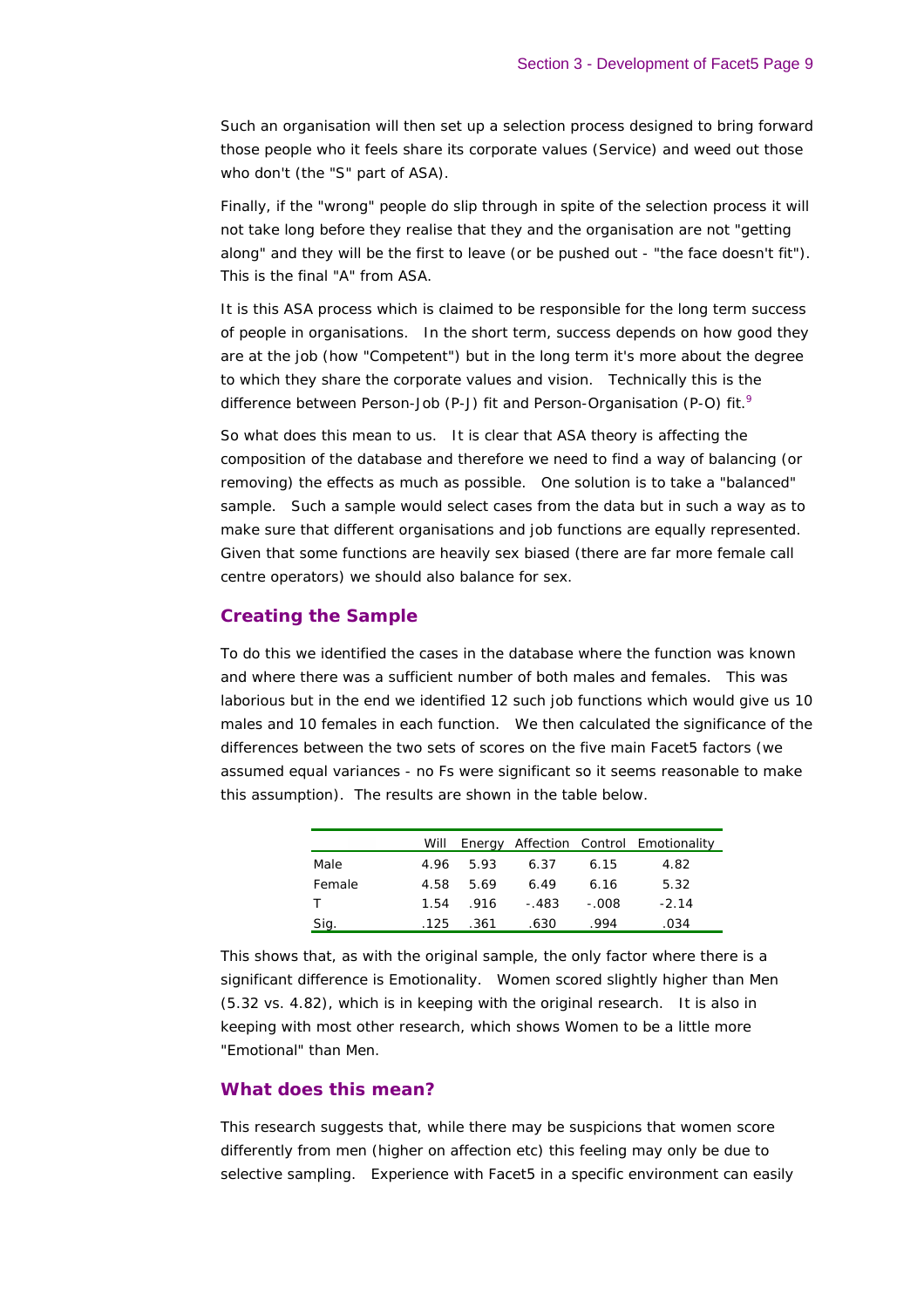Such an organisation will then set up a selection process designed to bring forward those people who it feels share its corporate values (Service) and weed out those who don't (the "S" part of ASA).

Finally, if the "wrong" people do slip through in spite of the selection process it will not take long before they realise that they and the organisation are not "getting along" and they will be the first to leave (or be pushed out - "the face doesn't fit"). This is the final "A" from ASA.

It is this ASA process which is claimed to be responsible for the long term success of people in organisations. In the short term, success depends on how good they are at the job (how "Competent") but in the long term it's more about the degree to which they share the corporate values and vision. Technically this is the difference between Person-Job (P-J) fit and Person-Organisation (P-O) fit.[9]

So what does this mean to us. It is clear that ASA theory is affecting the composition of the database and therefore we need to find a way of balancing (or removing) the effects as much as possible. One solution is to take a "balanced" sample. Such a sample would select cases from the data but in such a way as to make sure that different organisations and job functions are equally represented. Given that some functions are heavily sex biased (there are far more female call centre operators) we should also balance for sex.

## Creating the Sample

To do this we identified the cases in the database where the function was known and where there was a sufficient number of both males and females. This was laborious but in the end we identified 12 such job functions which would give us 10 males and 10 females in each function. We then calculated the significance of the differences between the two sets of scores on the five main Facet5 factors (we assumed equal variances - no Fs were significant so it seems reasonable to make this assumption). The results are shown in the table below.

| | Will | Energy | Affection | Control | Emotionality |
|---|---|---|---|---|---|
| Male | 4.96 | 5.93 | 6.37 | 6.15 | 4.82 |
| Female | 4.58 | 5.69 | 6.49 | 6.16 | 5.32 |
| T | 1.54 | .916 | -.483 | -.008 | -2.14 |
| Sig. | .125 | .361 | .630 | .994 | .034 |

This shows that, as with the original sample, the only factor where there is a significant difference is Emotionality. Women scored slightly higher than Men (5.32 vs. 4.82), which is in keeping with the original research. It is also in keeping with most other research, which shows Women to be a little more "Emotional" than Men.

## What does this mean?

This research suggests that, while there may be suspicions that women score differently from men (higher on affection etc) this feeling may only be due to selective sampling. Experience with Facet5 in a specific environment can easily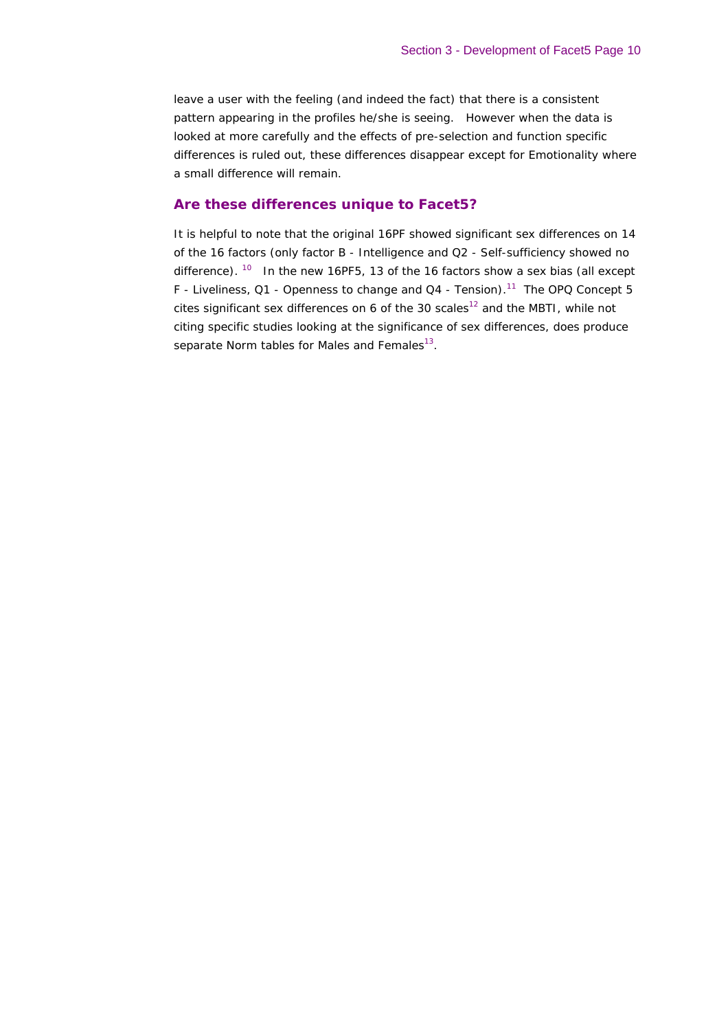leave a user with the feeling (and indeed the fact) that there is a consistent pattern appearing in the profiles he/she is seeing. However when the data is looked at more carefully and the effects of pre-selection and function specific differences is ruled out, these differences disappear except for Emotionality where a small difference will remain.

## Are these differences unique to Facet5?

It is helpful to note that the original 16PF showed significant sex differences on 14 of the 16 factors (only factor B - Intelligence and Q2 - Self-sufficiency showed no difference).[10] In the new 16PF5, 13 of the 16 factors show a sex bias (all except F - Liveliness, Q1 - Openness to change and Q4 - Tension).[11] The OPQ Concept 5 cites significant sex differences on 6 of the 30 scales[12] and the MBTI, while not citing specific studies looking at the significance of sex differences, does produce separate Norm tables for Males and Females[13].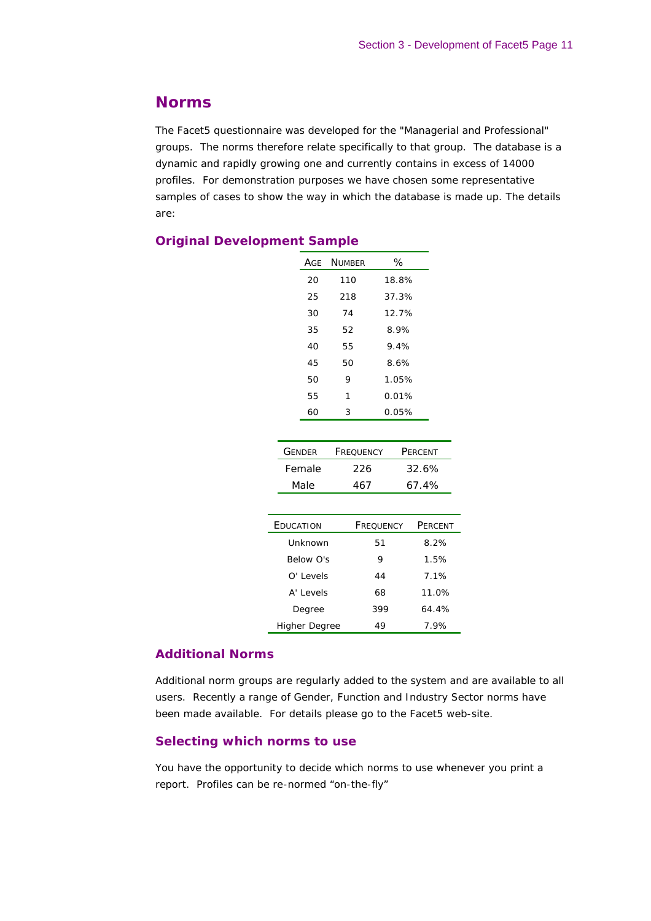## Norms

The Facet5 questionnaire was developed for the "Managerial and Professional" groups. The norms therefore relate specifically to that group. The database is a dynamic and rapidly growing one and currently contains in excess of 14000 profiles. For demonstration purposes we have chosen some representative samples of cases to show the way in which the database is made up. The details are:

### Original Development Sample

| Age | Number | % |
|---|---|---|
| 20 | 110 | 18.8% |
| 25 | 218 | 37.3% |
| 30 | 74 | 12.7% |
| 35 | 52 | 8.9% |
| 40 | 55 | 9.4% |
| 45 | 50 | 8.6% |
| 50 | 9 | 1.05% |
| 55 | 1 | 0.01% |
| 60 | 3 | 0.05% |

| Gender | Frequency | Percent |
|---|---|---|
| Female | 226 | 32.6% |
| Male | 467 | 67.4% |

| Education | Frequency | Percent |
|---|---|---|
| Unknown | 51 | 8.2% |
| Below O's | 9 | 1.5% |
| O' Levels | 44 | 7.1% |
| A' Levels | 68 | 11.0% |
| Degree | 399 | 64.4% |
| Higher Degree | 49 | 7.9% |

### Additional Norms

Additional norm groups are regularly added to the system and are available to all users. Recently a range of Gender, Function and Industry Sector norms have been made available. For details please go to the Facet5 web-site.

### Selecting which norms to use

You have the opportunity to decide which norms to use whenever you print a report. Profiles can be re-normed “on-the-fly”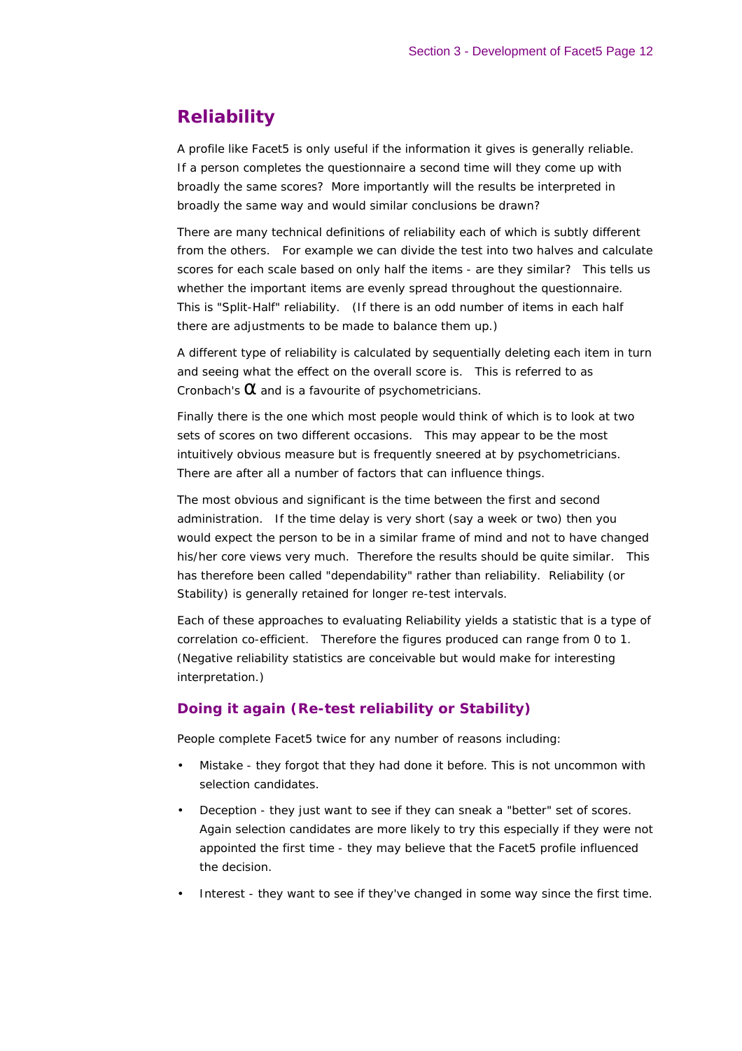## Reliability

A profile like Facet5 is only useful if the information it gives is generally reliable. If a person completes the questionnaire a second time will they come up with broadly the same scores? More importantly will the results be interpreted in broadly the same way and would similar conclusions be drawn?

There are many technical definitions of reliability each of which is subtly different from the others. For example we can divide the test into two halves and calculate scores for each scale based on only half the items - are they similar? This tells us whether the important items are evenly spread throughout the questionnaire. This is "Split-Half" reliability. (If there is an odd number of items in each half there are adjustments to be made to balance them up.)

A different type of reliability is calculated by sequentially deleting each item in turn and seeing what the effect on the overall score is. This is referred to as Cronbach's $\alpha$ and is a favourite of psychometricians.

Finally there is the one which most people would think of which is to look at two sets of scores on two different occasions. This may appear to be the most intuitively obvious measure but is frequently sneered at by psychometricians. There are after all a number of factors that can influence things.

The most obvious and significant is the time between the first and second administration. If the time delay is very short (say a week or two) then you would expect the person to be in a similar frame of mind and not to have changed his/her core views very much. Therefore the results should be quite similar. This has therefore been called "dependability" rather than reliability. Reliability (or Stability) is generally retained for longer re-test intervals.

Each of these approaches to evaluating Reliability yields a statistic that is a type of correlation co-efficient. Therefore the figures produced can range from 0 to 1. (Negative reliability statistics are conceivable but would make for interesting interpretation.)

### Doing it again (Re-test reliability or Stability)

People complete Facet5 twice for any number of reasons including:

- Mistake - they forgot that they had done it before. This is not uncommon with selection candidates.
- Deception - they just want to see if they can sneak a "better" set of scores. Again selection candidates are more likely to try this especially if they were not appointed the first time - they may believe that the Facet5 profile influenced the decision.
- Interest - they want to see if they've changed in some way since the first time.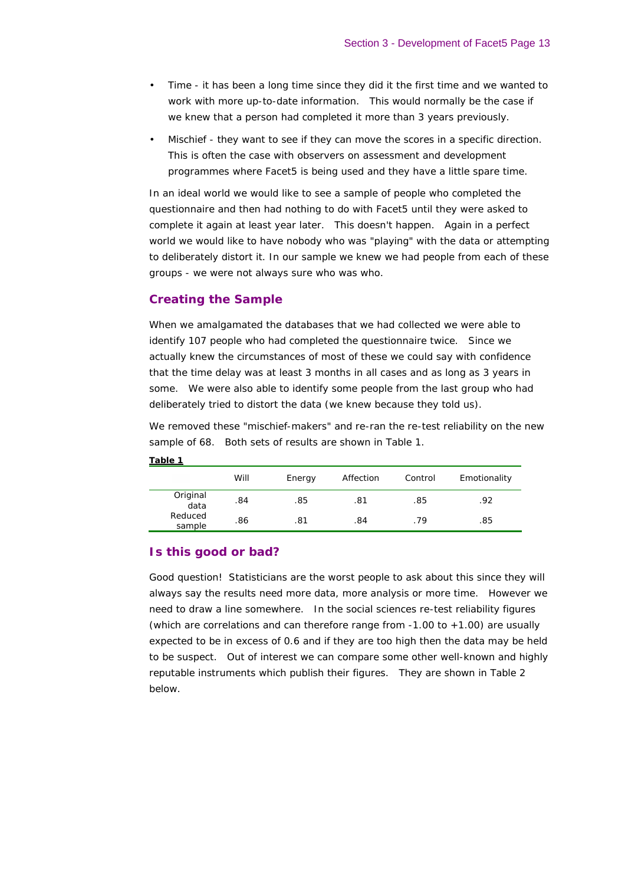- Time - it has been a long time since they did it the first time and we wanted to work with more up-to-date information. This would normally be the case if we knew that a person had completed it more than 3 years previously.
- Mischief - they want to see if they can move the scores in a specific direction. This is often the case with observers on assessment and development programmes where Facet5 is being used and they have a little spare time.

In an ideal world we would like to see a sample of people who completed the questionnaire and then had nothing to do with Facet5 until they were asked to complete it again at least year later. This doesn't happen. Again in a perfect world we would like to have nobody who was "playing" with the data or attempting to deliberately distort it. In our sample we knew we had people from each of these groups - we were not always sure who was who.

## Creating the Sample

When we amalgamated the databases that we had collected we were able to identify 107 people who had completed the questionnaire twice. Since we actually knew the circumstances of most of these we could say with confidence that the time delay was at least 3 months in all cases and as long as 3 years in some. We were also able to identify some people from the last group who had deliberately tried to distort the data (we knew because they told us).

We removed these "mischief-makers" and re-ran the re-test reliability on the new sample of 68. Both sets of results are shown in Table 1.

**Table 1**

| | Will | Energy | Affection | Control | Emotionality |
|---|---|---|---|---|---|
| Original data | .84 | .85 | .81 | .85 | .92 |
| Reduced sample | .86 | .81 | .84 | .79 | .85 |

## Is this good or bad?

Good question! Statisticians are the worst people to ask about this since they will always say the results need more data, more analysis or more time. However we need to draw a line somewhere. In the social sciences re-test reliability figures (which are correlations and can therefore range from -1.00 to +1.00) are usually expected to be in excess of 0.6 and if they are too high then the data may be held to be suspect. Out of interest we can compare some other well-known and highly reputable instruments which publish their figures. They are shown in Table 2 below.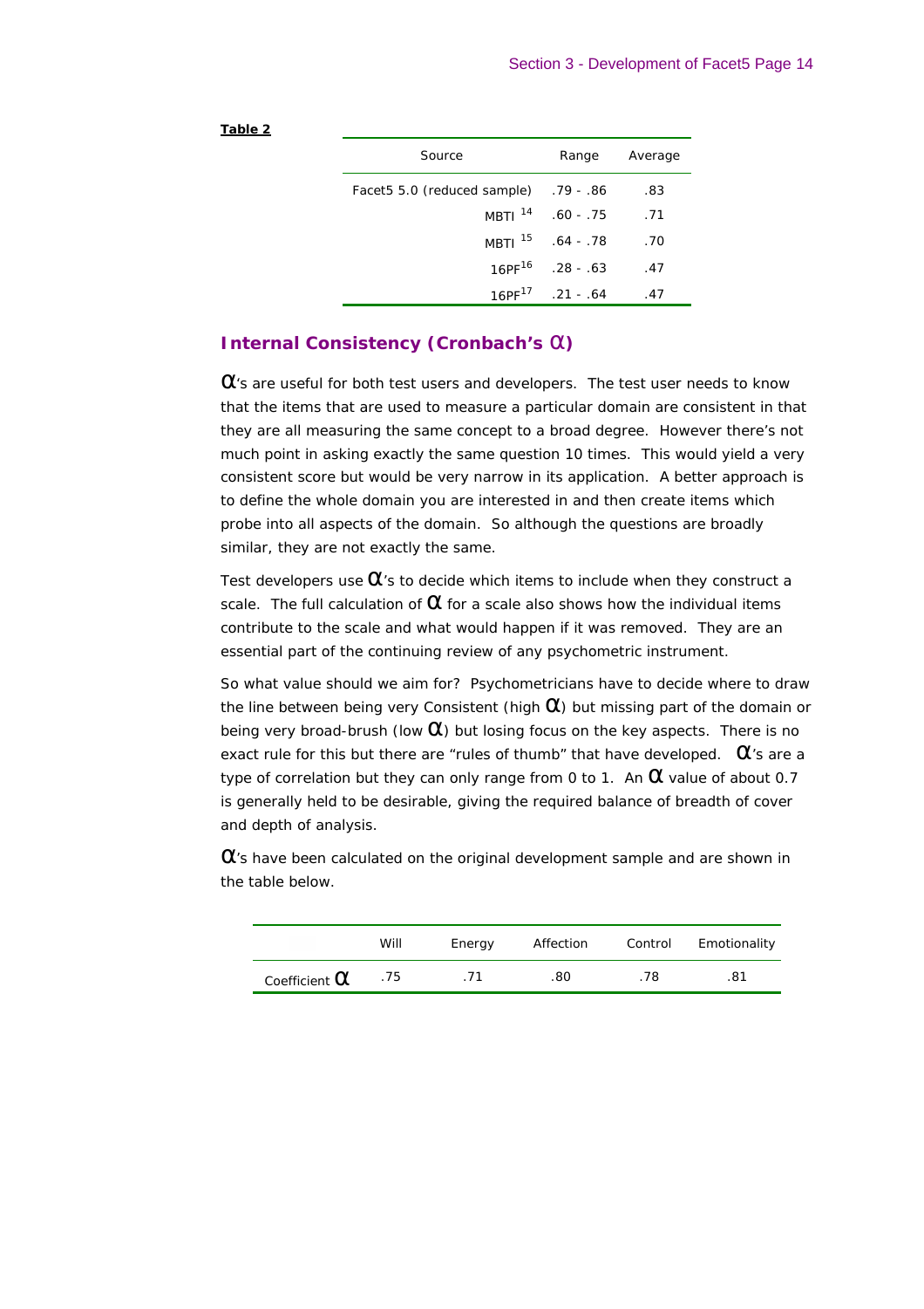**Table 2**

| Source | Range | Average |
|---|---|---|
| Facet5 5.0 (reduced sample) | .79 - .86 | .83 |
| MBTI [14] | .60 - .75 | .71 |
| MBTI [15] | .64 - .78 | .70 |
| 16PF[16] | .28 - .63 | .47 |
| 16PF[17] | .21 - .64 | .47 |

## Internal Consistency (Cronbach's α)

α's are useful for both test users and developers. The test user needs to know that the items that are used to measure a particular domain are consistent in that they are all measuring the same concept to a broad degree. However there's not much point in asking exactly the same question 10 times. This would yield a very consistent score but would be very narrow in its application. A better approach is to define the whole domain you are interested in and then create items which probe into all aspects of the domain. So although the questions are broadly similar, they are not exactly the same.

Test developers use α's to decide which items to include when they construct a scale. The full calculation of α for a scale also shows how the individual items contribute to the scale and what would happen if it was removed. They are an essential part of the continuing review of any psychometric instrument.

So what value should we aim for? Psychometricians have to decide where to draw the line between being very Consistent (high α) but missing part of the domain or being very broad-brush (low α) but losing focus on the key aspects. There is no exact rule for this but there are "rules of thumb" that have developed. α's are a type of correlation but they can only range from 0 to 1. An α value of about 0.7 is generally held to be desirable, giving the required balance of breadth of cover and depth of analysis.

α's have been calculated on the original development sample and are shown in the table below.

| | Will | Energy | Affection | Control | Emotionality |
|---|---|---|---|---|---|
| Coefficient α | .75 | .71 | .80 | .78 | .81 |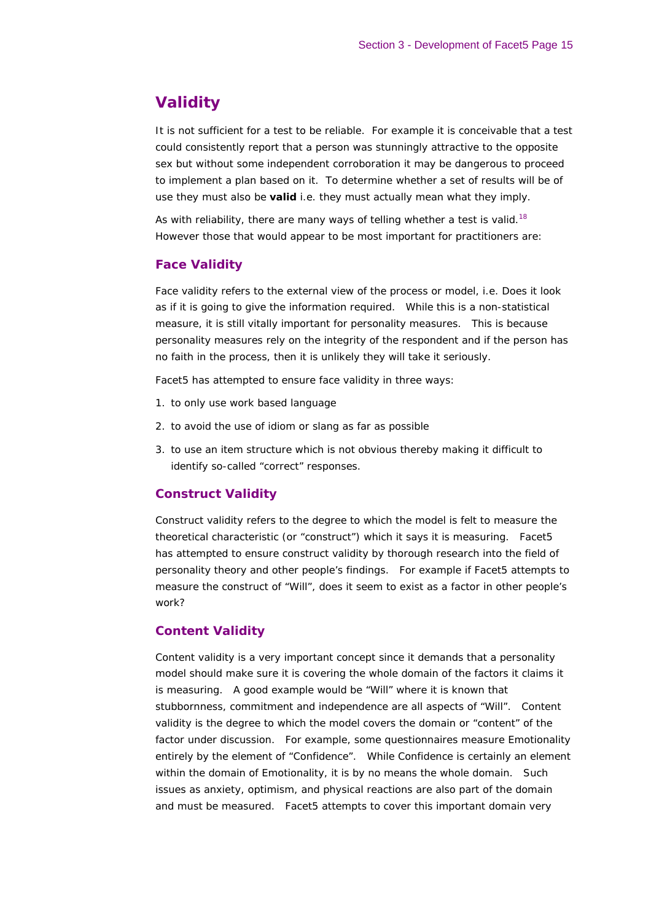## Validity

It is not sufficient for a test to be reliable. For example it is conceivable that a test could consistently report that a person was stunningly attractive to the opposite sex but without some independent corroboration it may be dangerous to proceed to implement a plan based on it. To determine whether a set of results will be of use they must also be **valid** i.e. they must actually mean what they imply.

As with reliability, there are many ways of telling whether a test is valid.[18] However those that would appear to be most important for practitioners are:

### Face Validity

Face validity refers to the external view of the process or model, i.e. Does it look as if it is going to give the information required. While this is a non-statistical measure, it is still vitally important for personality measures. This is because personality measures rely on the integrity of the respondent and if the person has no faith in the process, then it is unlikely they will take it seriously.

Facet5 has attempted to ensure face validity in three ways:

1. to only use work based language
2. to avoid the use of idiom or slang as far as possible
3. to use an item structure which is not obvious thereby making it difficult to identify so-called "correct" responses.

### Construct Validity

Construct validity refers to the degree to which the model is felt to measure the theoretical characteristic (or "construct") which it says it is measuring. Facet5 has attempted to ensure construct validity by thorough research into the field of personality theory and other people's findings. For example if Facet5 attempts to measure the construct of "Will", does it seem to exist as a factor in other people's work?

### Content Validity

Content validity is a very important concept since it demands that a personality model should make sure it is covering the whole domain of the factors it claims it is measuring. A good example would be "Will" where it is known that stubbornness, commitment and independence are all aspects of "Will". Content validity is the degree to which the model covers the domain or "content" of the factor under discussion. For example, some questionnaires measure Emotionality entirely by the element of "Confidence". While Confidence is certainly an element within the domain of Emotionality, it is by no means the whole domain. Such issues as anxiety, optimism, and physical reactions are also part of the domain and must be measured. Facet5 attempts to cover this important domain very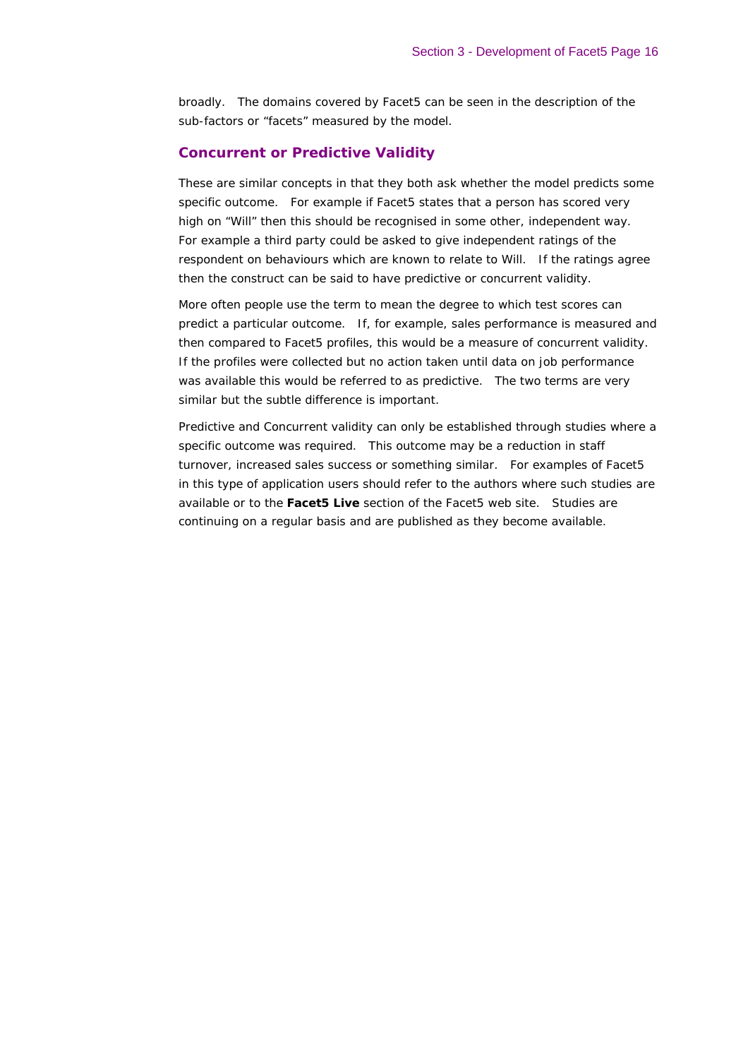broadly. The domains covered by Facet5 can be seen in the description of the sub-factors or "facets" measured by the model.

## Concurrent or Predictive Validity

These are similar concepts in that they both ask whether the model predicts some specific outcome. For example if Facet5 states that a person has scored very high on "Will" then this should be recognised in some other, independent way. For example a third party could be asked to give independent ratings of the respondent on behaviours which are known to relate to Will. If the ratings agree then the construct can be said to have predictive or concurrent validity.

More often people use the term to mean the degree to which test scores can predict a particular outcome. If, for example, sales performance is measured and then compared to Facet5 profiles, this would be a measure of concurrent validity. If the profiles were collected but no action taken until data on job performance was available this would be referred to as predictive. The two terms are very similar but the subtle difference is important.

Predictive and Concurrent validity can only be established through studies where a specific outcome was required. This outcome may be a reduction in staff turnover, increased sales success or something similar. For examples of Facet5 in this type of application users should refer to the authors where such studies are available or to the **Facet5 Live** section of the Facet5 web site. Studies are continuing on a regular basis and are published as they become available.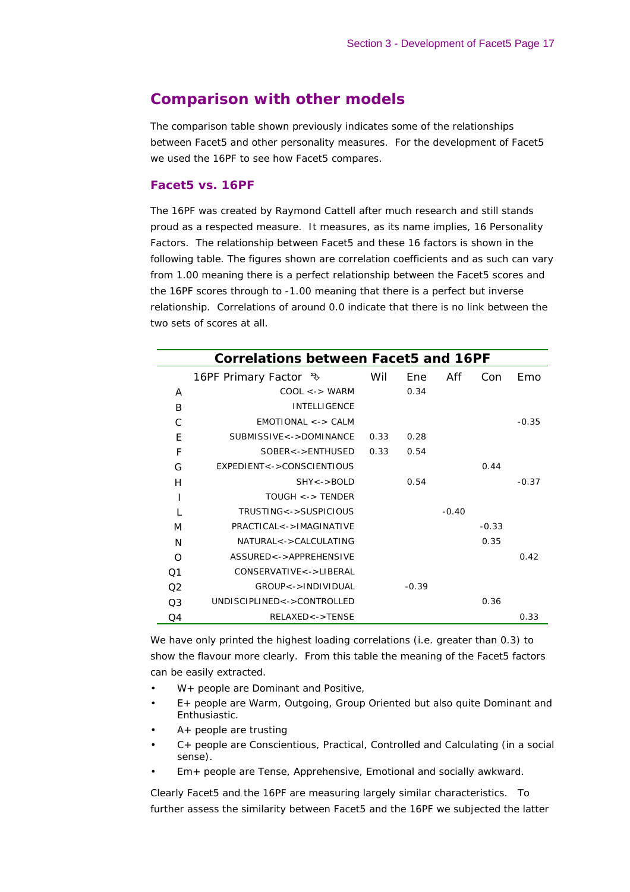## Comparison with other models

The comparison table shown previously indicates some of the relationships between Facet5 and other personality measures. For the development of Facet5 we used the 16PF to see how Facet5 compares.

### Facet5 vs. 16PF

The 16PF was created by Raymond Cattell after much research and still stands proud as a respected measure. It measures, as its name implies, 16 Personality Factors. The relationship between Facet5 and these 16 factors is shown in the following table. The figures shown are correlation coefficients and as such can vary from 1.00 meaning there is a perfect relationship between the Facet5 scores and the 16PF scores through to -1.00 meaning that there is a perfect but inverse relationship. Correlations of around 0.0 indicate that there is no link between the two sets of scores at all.

**Correlations between Facet5 and 16PF**

| | 16PF Primary Factor | Wil | Ene | Aff | Con | Emo |
|---|---|---|---|---|---|---|
| A | COOL <-> WARM | | 0.34 | | | |
| B | INTELLIGENCE | | | | | |
| C | EMOTIONAL <-> CALM | | | | | -0.35 |
| E | SUBMISSIVE<->DOMINANCE | 0.33 | 0.28 | | | |
| F | SOBER<->ENTHUSED | 0.33 | 0.54 | | | |
| G | EXPEDIENT<->CONSCIENTIOUS | | | | 0.44 | |
| H | SHY<->BOLD | | 0.54 | | | -0.37 |
| I | TOUGH <-> TENDER | | | | | |
| L | TRUSTING<->SUSPICIOUS | | | -0.40 | | |
| M | PRACTICAL<->IMAGINATIVE | | | | -0.33 | |
| N | NATURAL<->CALCULATING | | | | 0.35 | |
| O | ASSURED<->APPREHENSIVE | | | | | 0.42 |
| Q1 | CONSERVATIVE<->LIBERAL | | | | | |
| Q2 | GROUP<->INDIVIDUAL | | -0.39 | | | |
| Q3 | UNDISCIPLINED<->CONTROLLED | | | | 0.36 | |
| Q4 | RELAXED<->TENSE | | | | | 0.33 |

We have only printed the highest loading correlations (i.e. greater than 0.3) to show the flavour more clearly. From this table the meaning of the Facet5 factors can be easily extracted.

- W+ people are Dominant and Positive,
- E+ people are Warm, Outgoing, Group Oriented but also quite Dominant and Enthusiastic.
- A+ people are trusting
- C+ people are Conscientious, Practical, Controlled and Calculating (in a social sense).
- Em+ people are Tense, Apprehensive, Emotional and socially awkward.

Clearly Facet5 and the 16PF are measuring largely similar characteristics. To further assess the similarity between Facet5 and the 16PF we subjected the latter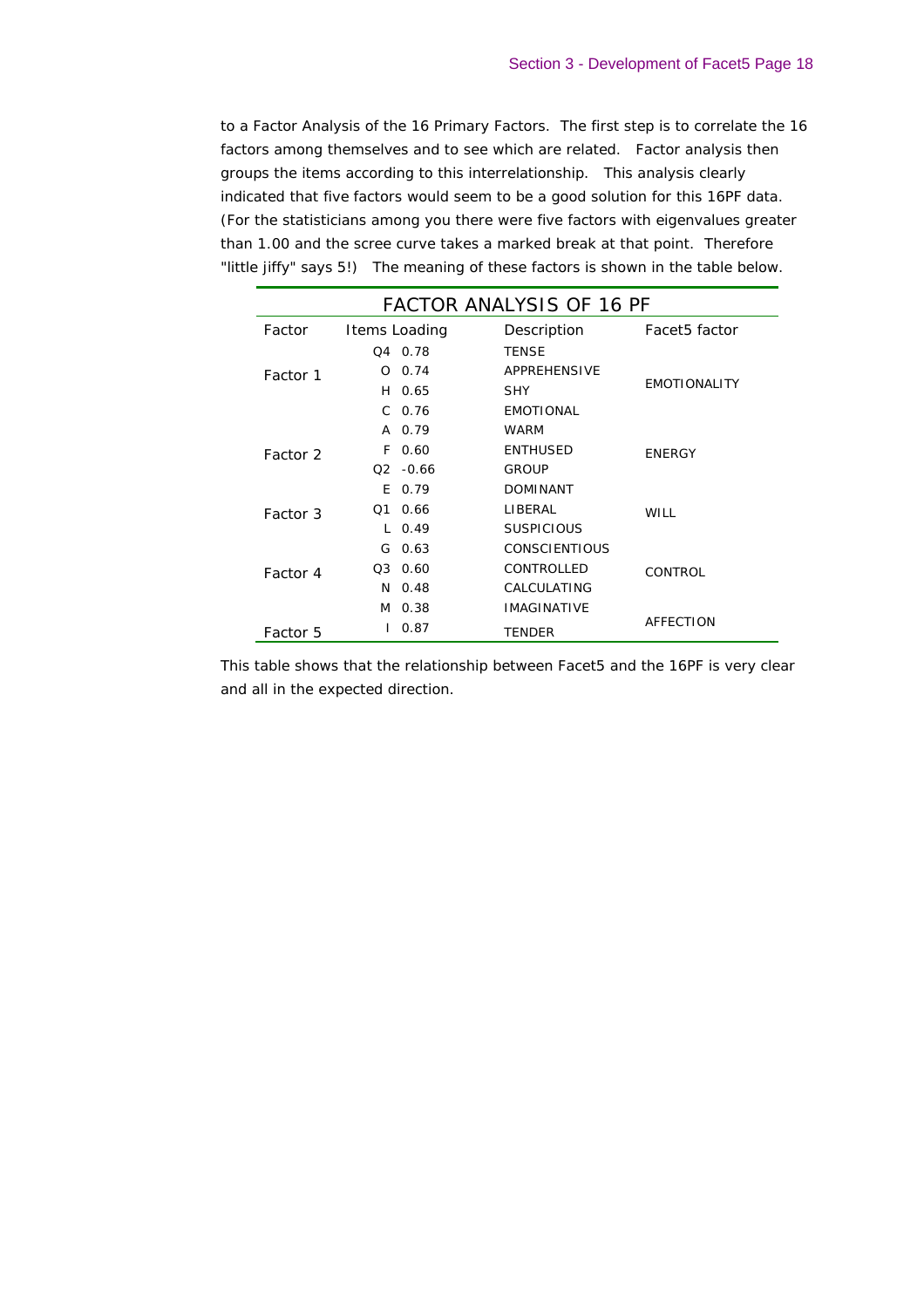to a Factor Analysis of the 16 Primary Factors. The first step is to correlate the 16 factors among themselves and to see which are related. Factor analysis then groups the items according to this interrelationship. This analysis clearly indicated that five factors would seem to be a good solution for this 16PF data. (For the statisticians among you there were five factors with eigenvalues greater than 1.00 and the scree curve takes a marked break at that point. Therefore "little jiffy" says 5!) The meaning of these factors is shown in the table below.

**FACTOR ANALYSIS OF 16 PF**

| Factor | Items | Loading | Description | Facet5 factor |
|---|---|---|---|---|
| Factor 1 | Q4 | 0.78 | TENSE | EMOTIONALITY |
| | O | 0.74 | APPREHENSIVE | |
| | H | 0.65 | SHY | |
| | C | 0.76 | EMOTIONAL | |
| Factor 2 | A | 0.79 | WARM | ENERGY |
| | F | 0.60 | ENTHUSED | |
| | Q2 | -0.66 | GROUP | |
| Factor 3 | E | 0.79 | DOMINANT | WILL |
| | Q1 | 0.66 | LIBERAL | |
| | L | 0.49 | SUSPICIOUS | |
| Factor 4 | G | 0.63 | CONSCIENTIOUS | CONTROL |
| | Q3 | 0.60 | CONTROLLED | |
| | N | 0.48 | CALCULATING | |
| Factor 5 | M | 0.38 | IMAGINATIVE | AFFECTION |
| | I | 0.87 | TENDER | |

This table shows that the relationship between Facet5 and the 16PF is very clear and all in the expected direction.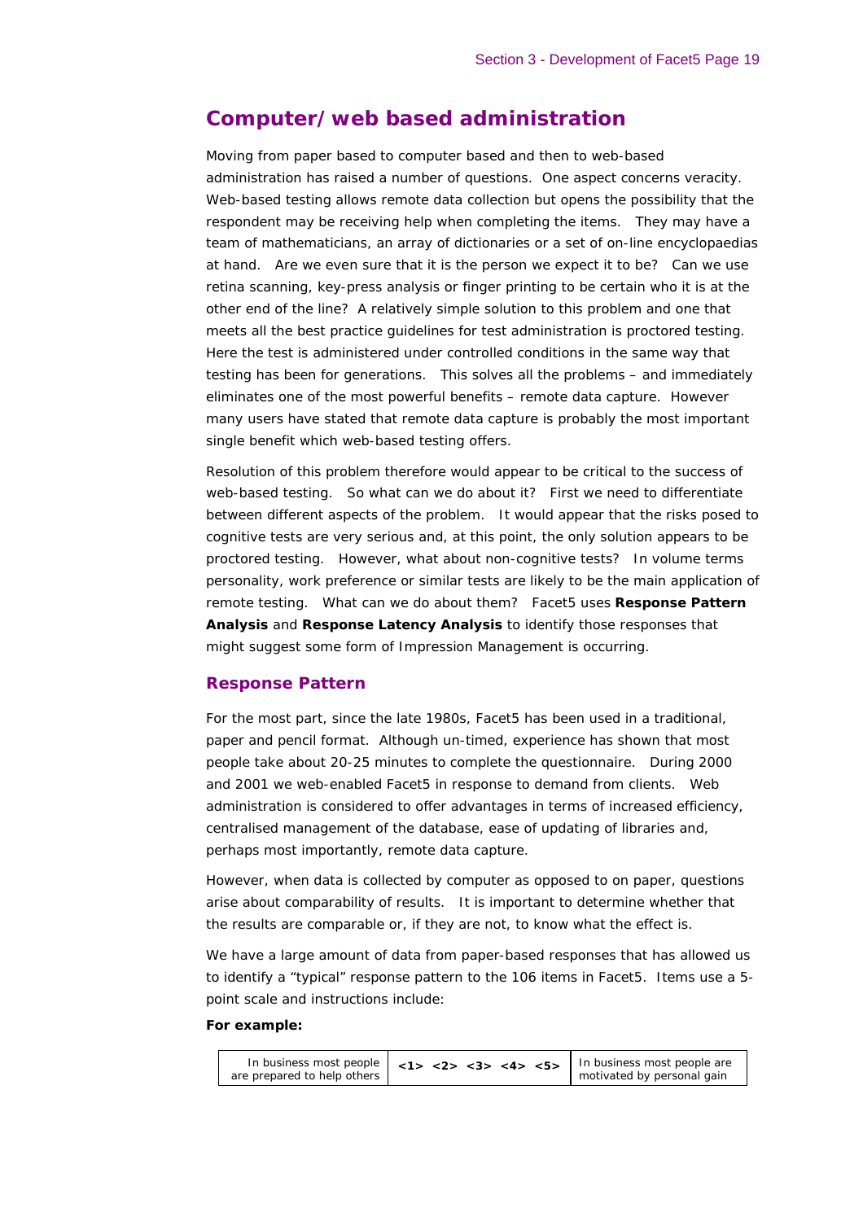## Computer/web based administration

Moving from paper based to computer based and then to web-based administration has raised a number of questions. One aspect concerns veracity. Web-based testing allows remote data collection but opens the possibility that the respondent may be receiving help when completing the items. They may have a team of mathematicians, an array of dictionaries or a set of on-line encyclopaedias at hand. Are we even sure that it is the person we expect it to be? Can we use retina scanning, key-press analysis or finger printing to be certain who it is at the other end of the line? A relatively simple solution to this problem and one that meets all the best practice guidelines for test administration is proctored testing. Here the test is administered under controlled conditions in the same way that testing has been for generations. This solves all the problems – and immediately eliminates one of the most powerful benefits – remote data capture. However many users have stated that remote data capture is probably the most important single benefit which web-based testing offers.

Resolution of this problem therefore would appear to be critical to the success of web-based testing. So what can we do about it? First we need to differentiate between different aspects of the problem. It would appear that the risks posed to cognitive tests are very serious and, at this point, the only solution appears to be proctored testing. However, what about non-cognitive tests? In volume terms personality, work preference or similar tests are likely to be the main application of remote testing. What can we do about them? Facet5 uses **Response Pattern Analysis** and **Response Latency Analysis** to identify those responses that might suggest some form of Impression Management is occurring.

### Response Pattern

For the most part, since the late 1980s, Facet5 has been used in a traditional, paper and pencil format. Although un-timed, experience has shown that most people take about 20-25 minutes to complete the questionnaire. During 2000 and 2001 we web-enabled Facet5 in response to demand from clients. Web administration is considered to offer advantages in terms of increased efficiency, centralised management of the database, ease of updating of libraries and, perhaps most importantly, remote data capture.

However, when data is collected by computer as opposed to on paper, questions arise about comparability of results. It is important to determine whether that the results are comparable or, if they are not, to know what the effect is.

We have a large amount of data from paper-based responses that has allowed us to identify a "typical" response pattern to the 106 items in Facet5. Items use a 5-point scale and instructions include:

**For example:**

| In business most people are prepared to help others | <1> <2> <3> <4> <5> | In business most people are motivated by personal gain |
|---|---|---|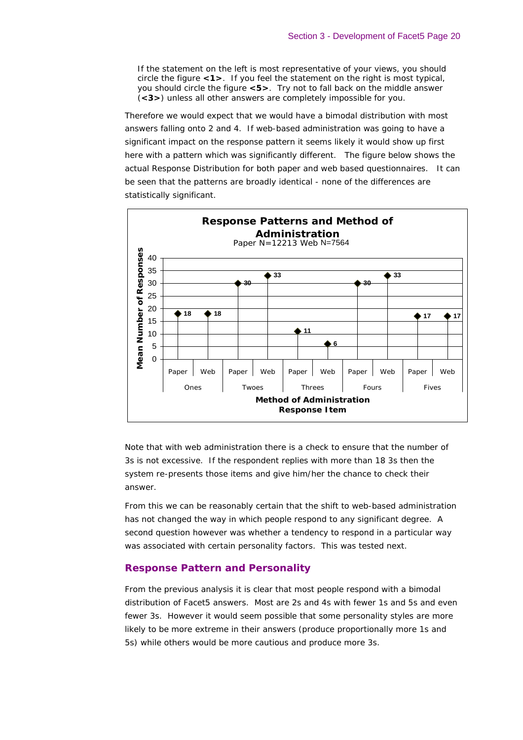> If the statement on the left is most representative of your views, you should circle the figure **<1>**. If you feel the statement on the right is most typical, you should circle the figure **<5>**. Try not to fall back on the middle answer (**<3>**) unless all other answers are completely impossible for you.

Therefore we would expect that we would have a bimodal distribution with most answers falling onto 2 and 4. If web-based administration was going to have a significant impact on the response pattern it seems likely it would show up first here with a pattern which was significantly different. The figure below shows the actual Response Distribution for both paper and web based questionnaires. It can be seen that the patterns are broadly identical - none of the differences are statistically significant.

**Response Patterns and Method of Administration**
Paper N=12213 Web N=7564

| Response Item | Method of Administration | Mean Number of Responses |
|---|---|---|
| Ones | Paper | 18 |
| | Web | 18 |
| Twoes | Paper | 30 |
| | Web | 33 |
| Threes | Paper | 11 |
| | Web | 6 |
| Fours | Paper | 30 |
| | Web | 33 |
| Fives | Paper | 17 |
| | Web | 17 |

Note that with web administration there is a check to ensure that the number of 3s is not excessive. If the respondent replies with more than 18 3s then the system re-presents those items and give him/her the chance to check their answer.

From this we can be reasonably certain that the shift to web-based administration has not changed the way in which people respond to any significant degree. A second question however was whether a tendency to respond in a particular way was associated with certain personality factors. This was tested next.

## Response Pattern and Personality

From the previous analysis it is clear that most people respond with a bimodal distribution of Facet5 answers. Most are 2s and 4s with fewer 1s and 5s and even fewer 3s. However it would seem possible that some personality styles are more likely to be more extreme in their answers (produce proportionally more 1s and 5s) while others would be more cautious and produce more 3s.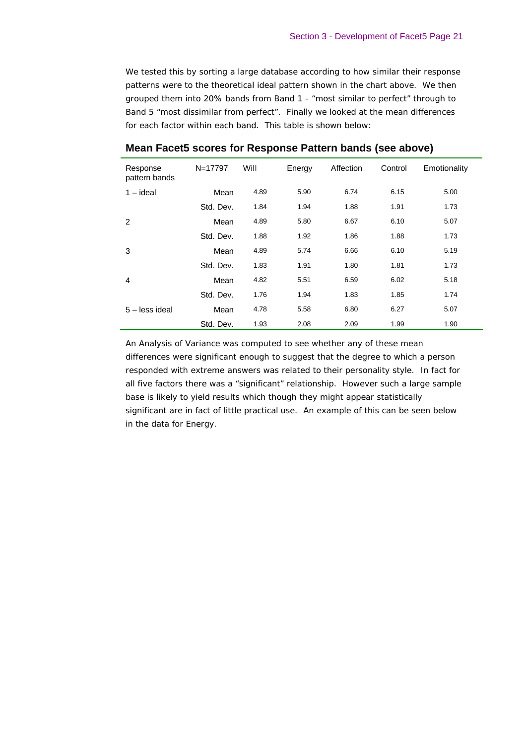We tested this by sorting a large database according to how similar their response patterns were to the theoretical ideal pattern shown in the chart above. We then grouped them into 20% bands from Band 1 - "most similar to perfect" through to Band 5 "most dissimilar from perfect". Finally we looked at the mean differences for each factor within each band. This table is shown below:

## Mean Facet5 scores for Response Pattern bands (see above)

| Response pattern bands | N=17797 | Will | Energy | Affection | Control | Emotionality |
|---|---|---|---|---|---|---|
| 1 – ideal | Mean | 4.89 | 5.90 | 6.74 | 6.15 | 5.00 |
| | Std. Dev. | 1.84 | 1.94 | 1.88 | 1.91 | 1.73 |
| 2 | Mean | 4.89 | 5.80 | 6.67 | 6.10 | 5.07 |
| | Std. Dev. | 1.88 | 1.92 | 1.86 | 1.88 | 1.73 |
| 3 | Mean | 4.89 | 5.74 | 6.66 | 6.10 | 5.19 |
| | Std. Dev. | 1.83 | 1.91 | 1.80 | 1.81 | 1.73 |
| 4 | Mean | 4.82 | 5.51 | 6.59 | 6.02 | 5.18 |
| | Std. Dev. | 1.76 | 1.94 | 1.83 | 1.85 | 1.74 |
| 5 – less ideal | Mean | 4.78 | 5.58 | 6.80 | 6.27 | 5.07 |
| | Std. Dev. | 1.93 | 2.08 | 2.09 | 1.99 | 1.90 |

An Analysis of Variance was computed to see whether any of these mean differences were significant enough to suggest that the degree to which a person responded with extreme answers was related to their personality style. In fact for all five factors there was a "significant" relationship. However such a large sample base is likely to yield results which though they might appear statistically significant are in fact of little practical use. An example of this can be seen below in the data for Energy.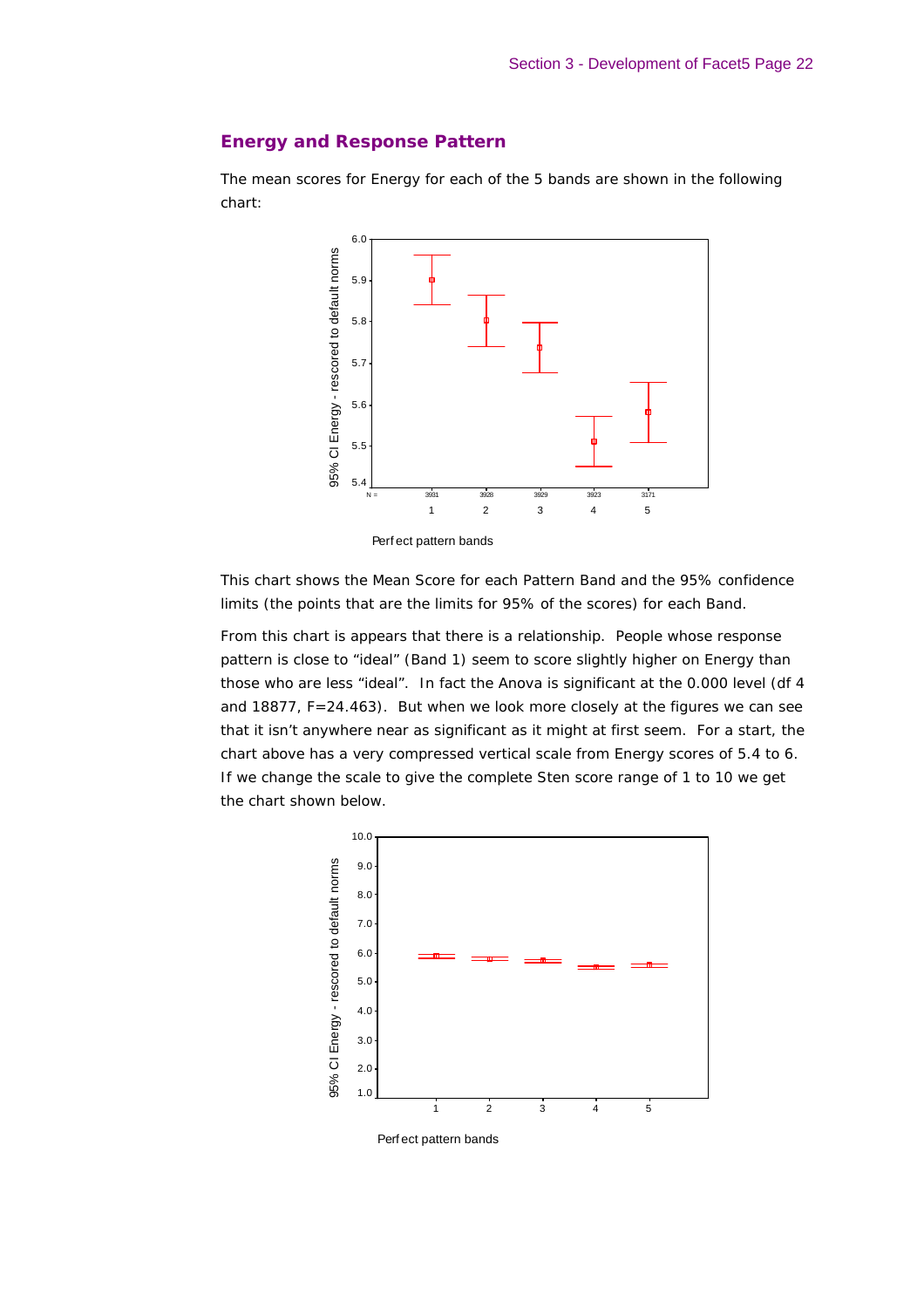## Energy and Response Pattern

The mean scores for Energy for each of the 5 bands are shown in the following chart:

This chart shows the Mean Score for each Pattern Band and the 95% confidence limits (the points that are the limits for 95% of the scores) for each Band.

From this chart is appears that there is a relationship. People whose response pattern is close to "ideal" (Band 1) seem to score slightly higher on Energy than those who are less "ideal". In fact the Anova is significant at the 0.000 level (df 4 and 18877, F=24.463). But when we look more closely at the figures we can see that it isn't anywhere near as significant as it might at first seem. For a start, the chart above has a very compressed vertical scale from Energy scores of 5.4 to 6. If we change the scale to give the complete Sten score range of 1 to 10 we get the chart shown below.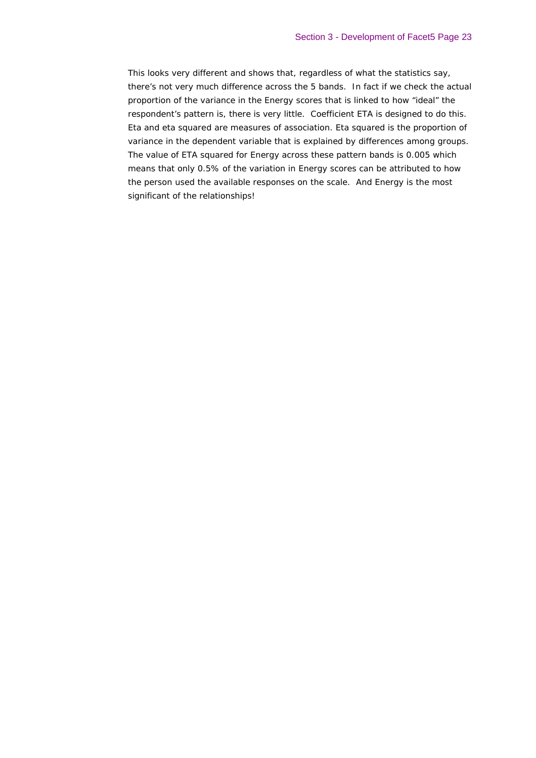This looks very different and shows that, regardless of what the statistics say, there's not very much difference across the 5 bands. In fact if we check the actual proportion of the variance in the Energy scores that is linked to how "ideal" the respondent's pattern is, there is very little. Coefficient ETA is designed to do this. Eta and eta squared are measures of association. Eta squared is the proportion of variance in the dependent variable that is explained by differences among groups. The value of ETA squared for Energy across these pattern bands is 0.005 which means that only 0.5% of the variation in Energy scores can be attributed to how the person used the available responses on the scale. And Energy is the most significant of the relationships!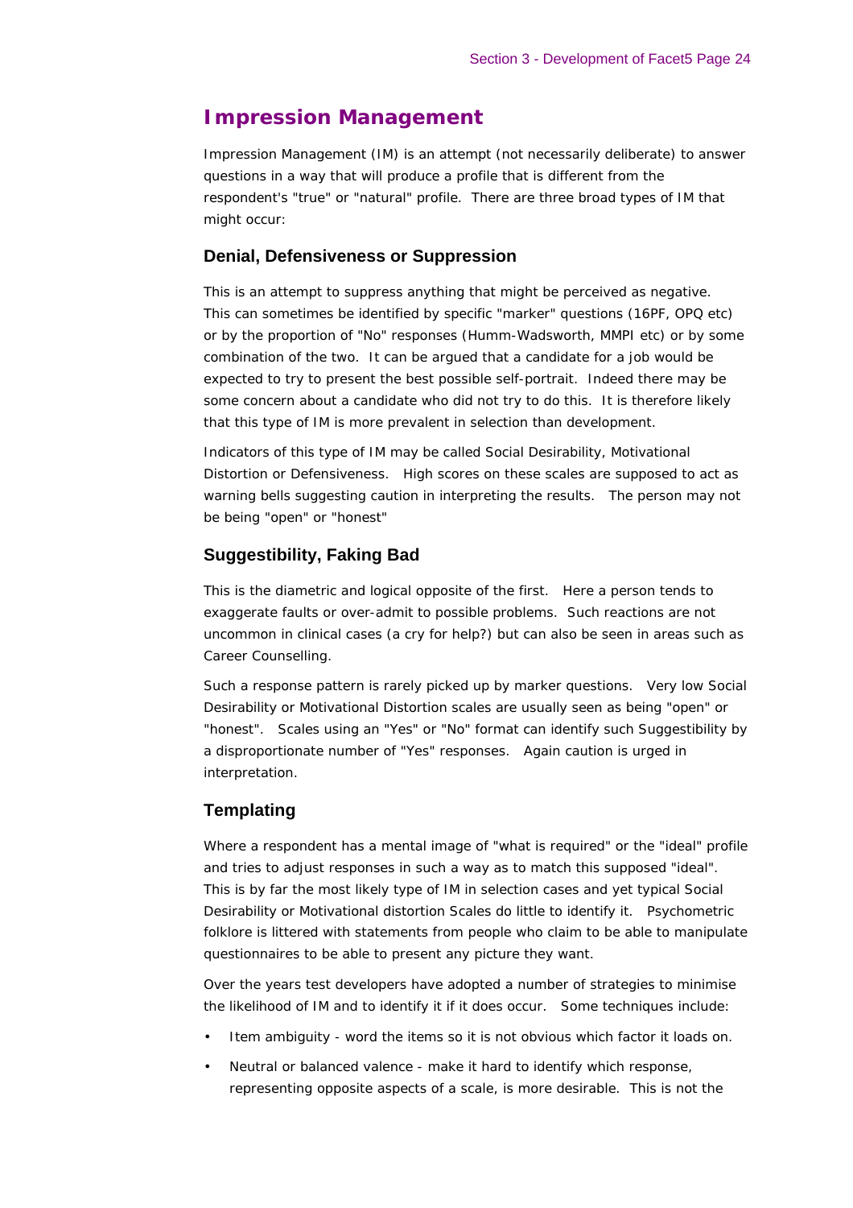## Impression Management

Impression Management (IM) is an attempt (not necessarily deliberate) to answer questions in a way that will produce a profile that is different from the respondent's "true" or "natural" profile. There are three broad types of IM that might occur:

### Denial, Defensiveness or Suppression

This is an attempt to suppress anything that might be perceived as negative. This can sometimes be identified by specific "marker" questions (16PF, OPQ etc) or by the proportion of "No" responses (Humm-Wadsworth, MMPI etc) or by some combination of the two. It can be argued that a candidate for a job would be expected to try to present the best possible self-portrait. Indeed there may be some concern about a candidate who did not try to do this. It is therefore likely that this type of IM is more prevalent in selection than development.

Indicators of this type of IM may be called Social Desirability, Motivational Distortion or Defensiveness. High scores on these scales are supposed to act as warning bells suggesting caution in interpreting the results. The person may not be being "open" or "honest"

### Suggestibility, Faking Bad

This is the diametric and logical opposite of the first. Here a person tends to exaggerate faults or over-admit to possible problems. Such reactions are not uncommon in clinical cases (a cry for help?) but can also be seen in areas such as Career Counselling.

Such a response pattern is rarely picked up by marker questions. Very low Social Desirability or Motivational Distortion scales are usually seen as being "open" or "honest". Scales using an "Yes" or "No" format can identify such Suggestibility by a disproportionate number of "Yes" responses. Again caution is urged in interpretation.

### Templating

Where a respondent has a mental image of "what is required" or the "ideal" profile and tries to adjust responses in such a way as to match this supposed "ideal". This is by far the most likely type of IM in selection cases and yet typical Social Desirability or Motivational distortion Scales do little to identify it. Psychometric folklore is littered with statements from people who claim to be able to manipulate questionnaires to be able to present any picture they want.

Over the years test developers have adopted a number of strategies to minimise the likelihood of IM and to identify it if it does occur. Some techniques include:

- Item ambiguity - word the items so it is not obvious which factor it loads on.
- Neutral or balanced valence - make it hard to identify which response, representing opposite aspects of a scale, is more desirable. This is not the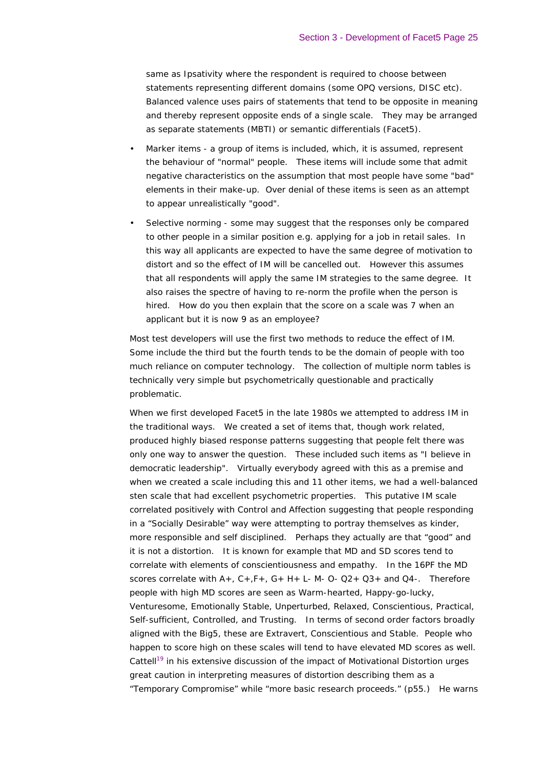same as Ipsativity where the respondent is required to choose between statements representing different domains (some OPQ versions, DISC etc). Balanced valence uses pairs of statements that tend to be opposite in meaning and thereby represent opposite ends of a single scale. They may be arranged as separate statements (MBTI) or semantic differentials (Facet5).

- Marker items - a group of items is included, which, it is assumed, represent the behaviour of "normal" people. These items will include some that admit negative characteristics on the assumption that most people have some "bad" elements in their make-up. Over denial of these items is seen as an attempt to appear unrealistically "good".
- Selective norming - some may suggest that the responses only be compared to other people in a similar position e.g. applying for a job in retail sales. In this way all applicants are expected to have the same degree of motivation to distort and so the effect of IM will be cancelled out. However this assumes that all respondents will apply the same IM strategies to the same degree. It also raises the spectre of having to re-norm the profile when the person is hired. How do you then explain that the score on a scale was 7 when an applicant but it is now 9 as an employee?

Most test developers will use the first two methods to reduce the effect of IM. Some include the third but the fourth tends to be the domain of people with too much reliance on computer technology. The collection of multiple norm tables is technically very simple but psychometrically questionable and practically problematic.

When we first developed Facet5 in the late 1980s we attempted to address IM in the traditional ways. We created a set of items that, though work related, produced highly biased response patterns suggesting that people felt there was only one way to answer the question. These included such items as "I believe in democratic leadership". Virtually everybody agreed with this as a premise and when we created a scale including this and 11 other items, we had a well-balanced sten scale that had excellent psychometric properties. This putative IM scale correlated positively with Control and Affection suggesting that people responding in a "Socially Desirable" way were attempting to portray themselves as kinder, more responsible and self disciplined. Perhaps they actually are that "good" and it is not a distortion. It is known for example that MD and SD scores tend to correlate with elements of conscientiousness and empathy. In the 16PF the MD scores correlate with A+, C+,F+, G+ H+ L- M- O- Q2+ Q3+ and Q4-. Therefore people with high MD scores are seen as Warm-hearted, Happy-go-lucky, Venturesome, Emotionally Stable, Unperturbed, Relaxed, Conscientious, Practical, Self-sufficient, Controlled, and Trusting. In terms of second order factors broadly aligned with the Big5, these are Extravert, Conscientious and Stable. People who happen to score high on these scales will tend to have elevated MD scores as well. Cattell[19] in his extensive discussion of the impact of Motivational Distortion urges great caution in interpreting measures of distortion describing them as a "Temporary Compromise" while "more basic research proceeds." (p55.) He warns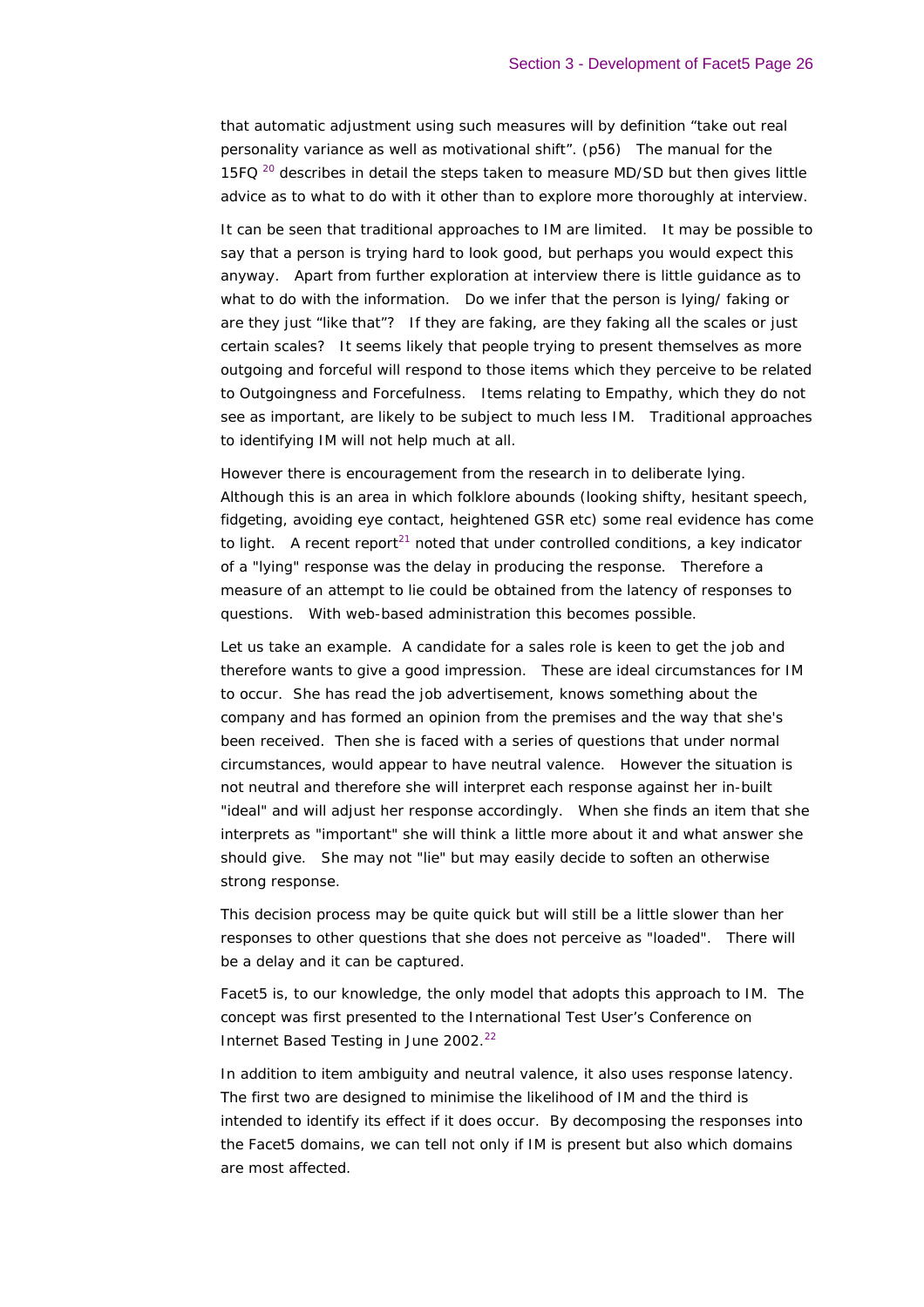that automatic adjustment using such measures will by definition "take out real personality variance as well as motivational shift". (p56)  The manual for the 15FQ [20] describes in detail the steps taken to measure MD/SD but then gives little advice as to what to do with it other than to explore more thoroughly at interview.

It can be seen that traditional approaches to IM are limited.  It may be possible to say that a person is trying hard to look good, but perhaps you would expect this anyway.  Apart from further exploration at interview there is little guidance as to what to do with the information.  Do we infer that the person is lying/ faking or are they just "like that"?  If they are faking, are they faking all the scales or just certain scales?  It seems likely that people trying to present themselves as more outgoing and forceful will respond to those items which they perceive to be related to Outgoingness and Forcefulness.  Items relating to Empathy, which they do not see as important, are likely to be subject to much less IM.  Traditional approaches to identifying IM will not help much at all.

However there is encouragement from the research in to deliberate lying.  Although this is an area in which folklore abounds (looking shifty, hesitant speech, fidgeting, avoiding eye contact, heightened GSR etc) some real evidence has come to light.  A recent report[21] noted that under controlled conditions, a key indicator of a "lying" response was the delay in producing the response.  Therefore a measure of an attempt to lie could be obtained from the latency of responses to questions.  With web-based administration this becomes possible.

Let us take an example.  A candidate for a sales role is keen to get the job and therefore wants to give a good impression.  These are ideal circumstances for IM to occur.  She has read the job advertisement, knows something about the company and has formed an opinion from the premises and the way that she's been received.  Then she is faced with a series of questions that under normal circumstances, would appear to have neutral valence.  However the situation is not neutral and therefore she will interpret each response against her in-built "ideal" and will adjust her response accordingly.  When she finds an item that she interprets as "important" she will think a little more about it and what answer she should give.  She may not "lie" but may easily decide to soften an otherwise strong response.

This decision process may be quite quick but will still be a little slower than her responses to other questions that she does not perceive as "loaded".  There will be a delay and it can be captured.

Facet5 is, to our knowledge, the only model that adopts this approach to IM.  The concept was first presented to the International Test User's Conference on Internet Based Testing in June 2002.[22]

In addition to item ambiguity and neutral valence, it also uses response latency.  The first two are designed to minimise the likelihood of IM and the third is intended to identify its effect if it does occur.  By decomposing the responses into the Facet5 domains, we can tell not only if IM is present but also which domains are most affected.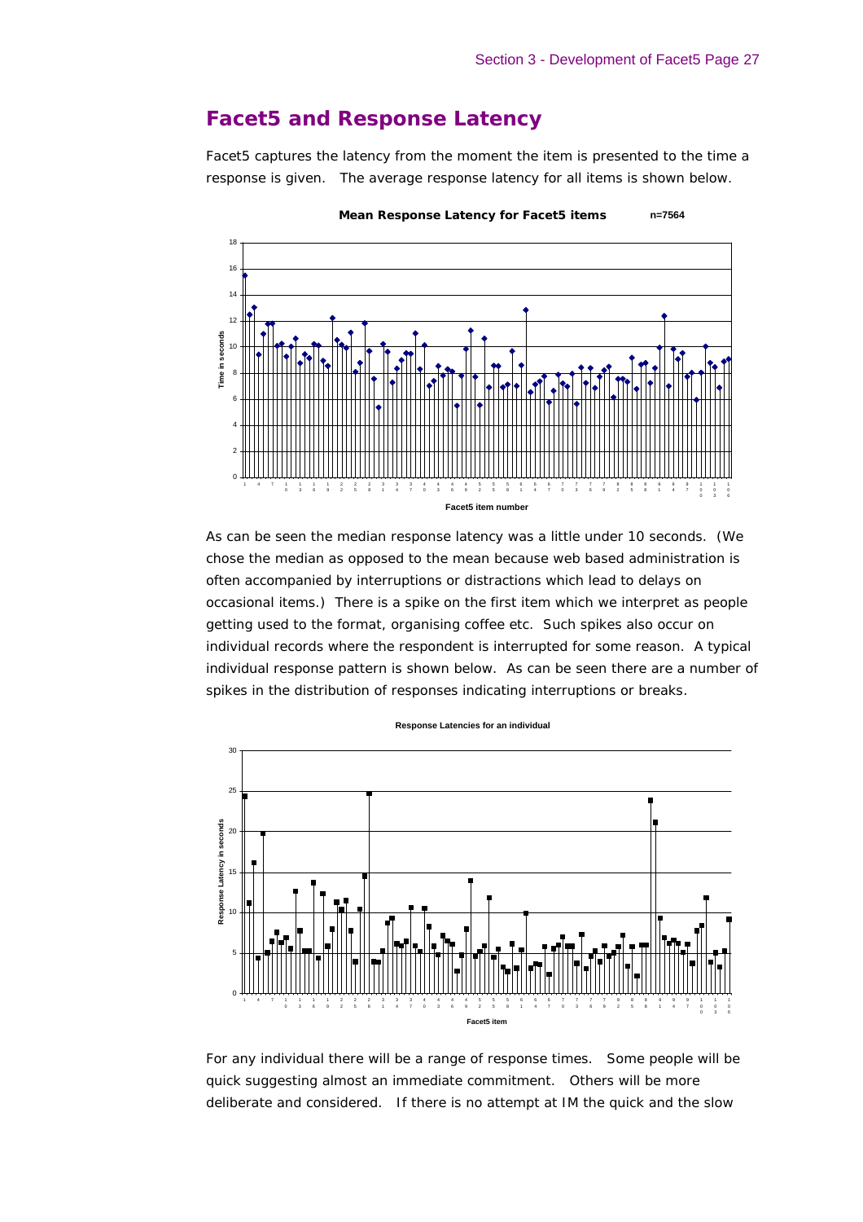## Facet5 and Response Latency

Facet5 captures the latency from the moment the item is presented to the time a response is given. The average response latency for all items is shown below.

**Mean Response Latency for Facet5 items** n=7564

As can be seen the median response latency was a little under 10 seconds. (We chose the median as opposed to the mean because web based administration is often accompanied by interruptions or distractions which lead to delays on occasional items.) There is a spike on the first item which we interpret as people getting used to the format, organising coffee etc. Such spikes also occur on individual records where the respondent is interrupted for some reason. A typical individual response pattern is shown below. As can be seen there are a number of spikes in the distribution of responses indicating interruptions or breaks.

**Response Latencies for an individual**

For any individual there will be a range of response times. Some people will be quick suggesting almost an immediate commitment. Others will be more deliberate and considered. If there is no attempt at IM the quick and the slow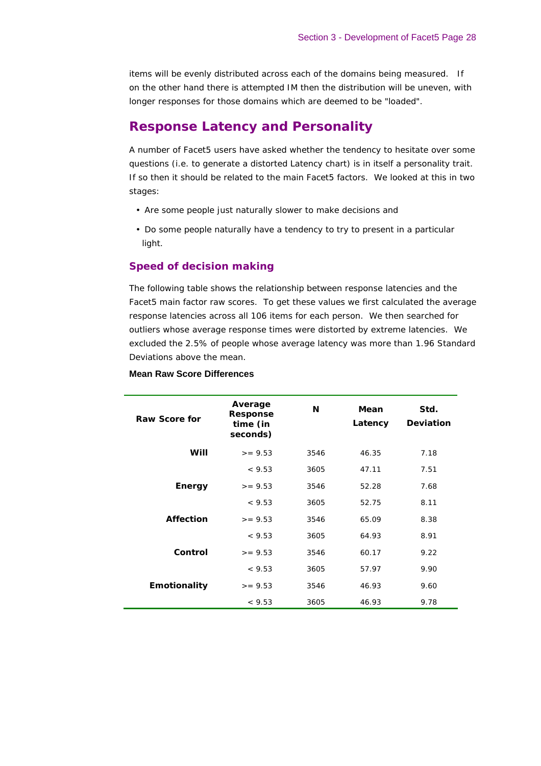items will be evenly distributed across each of the domains being measured. If on the other hand there is attempted IM then the distribution will be uneven, with longer responses for those domains which are deemed to be "loaded".

## Response Latency and Personality

A number of Facet5 users have asked whether the tendency to hesitate over some questions (i.e. to generate a distorted Latency chart) is in itself a personality trait. If so then it should be related to the main Facet5 factors. We looked at this in two stages:

- Are some people just naturally slower to make decisions and
- Do some people naturally have a tendency to try to present in a particular light.

### Speed of decision making

The following table shows the relationship between response latencies and the Facet5 main factor raw scores. To get these values we first calculated the average response latencies across all 106 items for each person. We then searched for outliers whose average response times were distorted by extreme latencies. We excluded the 2.5% of people whose average latency was more than 1.96 Standard Deviations above the mean.

**Mean Raw Score Differences**

| Raw Score for | Average Response time (in seconds) | N | Mean Latency | Std. Deviation |
|---|---|---|---|---|
| **Will** | >= 9.53 | 3546 | 46.35 | 7.18 |
| | < 9.53 | 3605 | 47.11 | 7.51 |
| **Energy** | >= 9.53 | 3546 | 52.28 | 7.68 |
| | < 9.53 | 3605 | 52.75 | 8.11 |
| **Affection** | >= 9.53 | 3546 | 65.09 | 8.38 |
| | < 9.53 | 3605 | 64.93 | 8.91 |
| **Control** | >= 9.53 | 3546 | 60.17 | 9.22 |
| | < 9.53 | 3605 | 57.97 | 9.90 |
| **Emotionality** | >= 9.53 | 3546 | 46.93 | 9.60 |
| | < 9.53 | 3605 | 46.93 | 9.78 |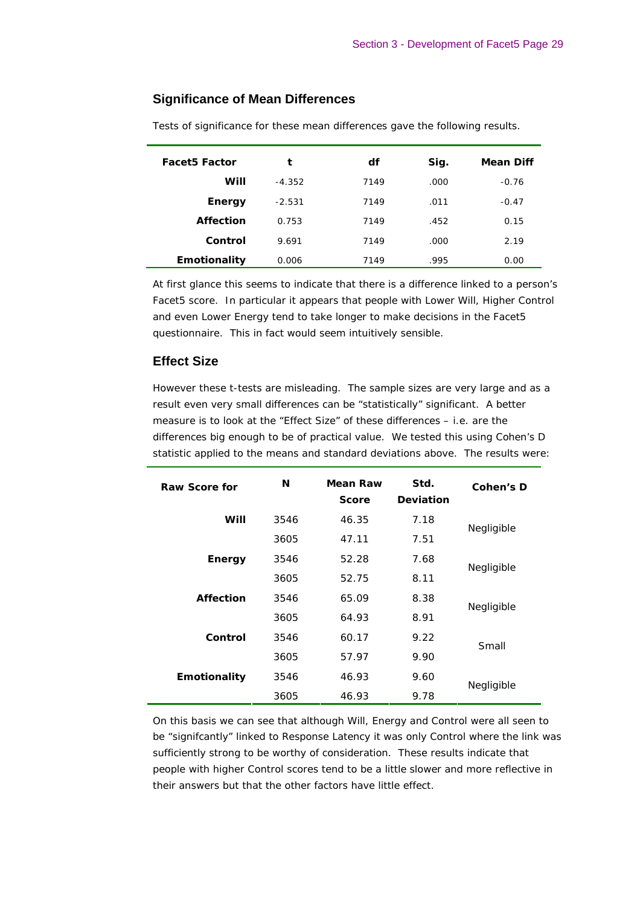## Significance of Mean Differences

Tests of significance for these mean differences gave the following results.

| Facet5 Factor | t | df | Sig. | Mean Diff |
|---|---|---|---|---|
| **Will** | -4.352 | 7149 | .000 | -0.76 |
| **Energy** | -2.531 | 7149 | .011 | -0.47 |
| **Affection** | 0.753 | 7149 | .452 | 0.15 |
| **Control** | 9.691 | 7149 | .000 | 2.19 |
| **Emotionality** | 0.006 | 7149 | .995 | 0.00 |

At first glance this seems to indicate that there is a difference linked to a person's Facet5 score. In particular it appears that people with Lower Will, Higher Control and even Lower Energy tend to take longer to make decisions in the Facet5 questionnaire. This in fact would seem intuitively sensible.

## Effect Size

However these t-tests are misleading. The sample sizes are very large and as a result even very small differences can be "statistically" significant. A better measure is to look at the "Effect Size" of these differences – i.e. are the differences big enough to be of practical value. We tested this using Cohen's D statistic applied to the means and standard deviations above. The results were:

| Raw Score for | N | Mean Raw Score | Std. Deviation | Cohen's D |
|---|---|---|---|---|
| **Will** | 3546 | 46.35 | 7.18 | Negligible |
| | 3605 | 47.11 | 7.51 | |
| **Energy** | 3546 | 52.28 | 7.68 | Negligible |
| | 3605 | 52.75 | 8.11 | |
| **Affection** | 3546 | 65.09 | 8.38 | Negligible |
| | 3605 | 64.93 | 8.91 | |
| **Control** | 3546 | 60.17 | 9.22 | Small |
| | 3605 | 57.97 | 9.90 | |
| **Emotionality** | 3546 | 46.93 | 9.60 | Negligible |
| | 3605 | 46.93 | 9.78 | |

On this basis we can see that although Will, Energy and Control were all seen to be "signifcantly" linked to Response Latency it was only Control where the link was sufficiently strong to be worthy of consideration. These results indicate that people with higher Control scores tend to be a little slower and more reflective in their answers but that the other factors have little effect.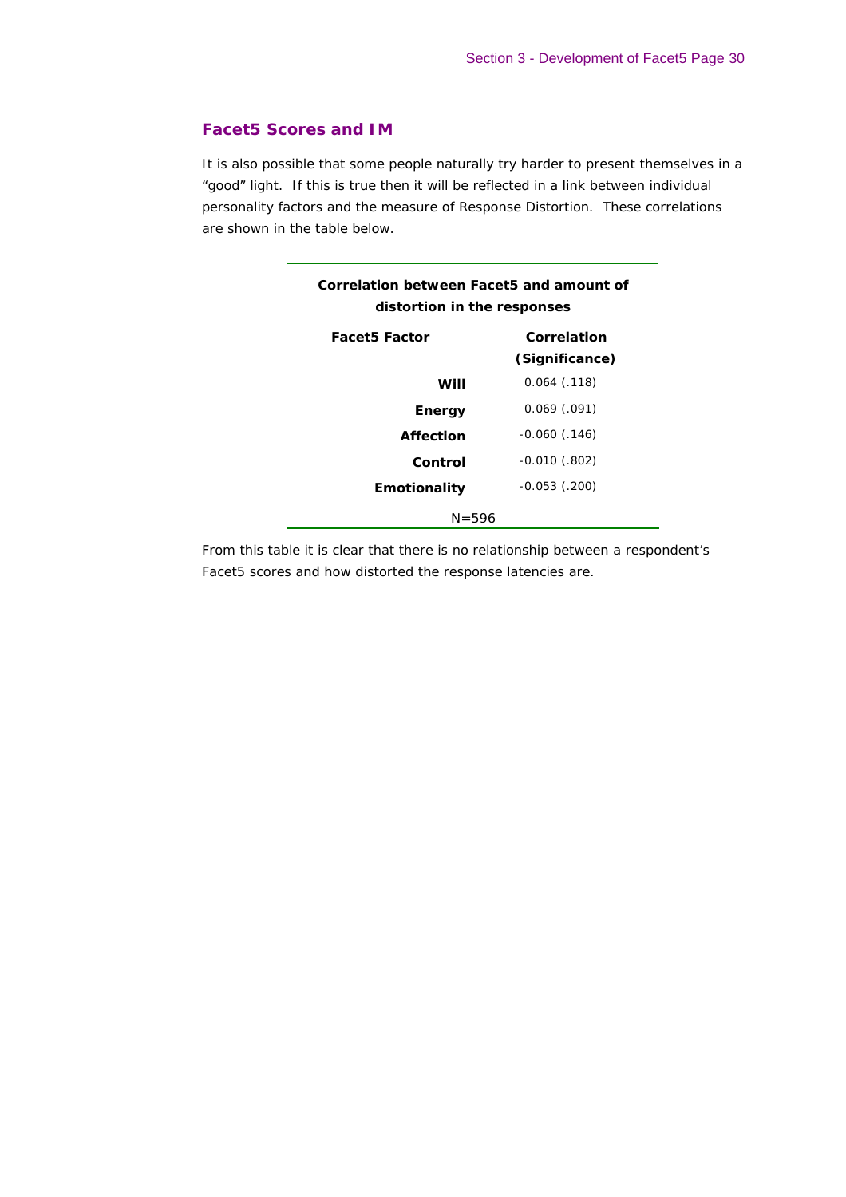## Facet5 Scores and IM

It is also possible that some people naturally try harder to present themselves in a "good" light. If this is true then it will be reflected in a link between individual personality factors and the measure of Response Distortion. These correlations are shown in the table below.

**Correlation between Facet5 and amount of distortion in the responses**

| Facet5 Factor | Correlation (Significance) |
|---|---|
| **Will** | 0.064 (.118) |
| **Energy** | 0.069 (.091) |
| **Affection** | -0.060 (.146) |
| **Control** | -0.010 (.802) |
| **Emotionality** | -0.053 (.200) |

N=596

From this table it is clear that there is no relationship between a respondent's Facet5 scores and how distorted the response latencies are.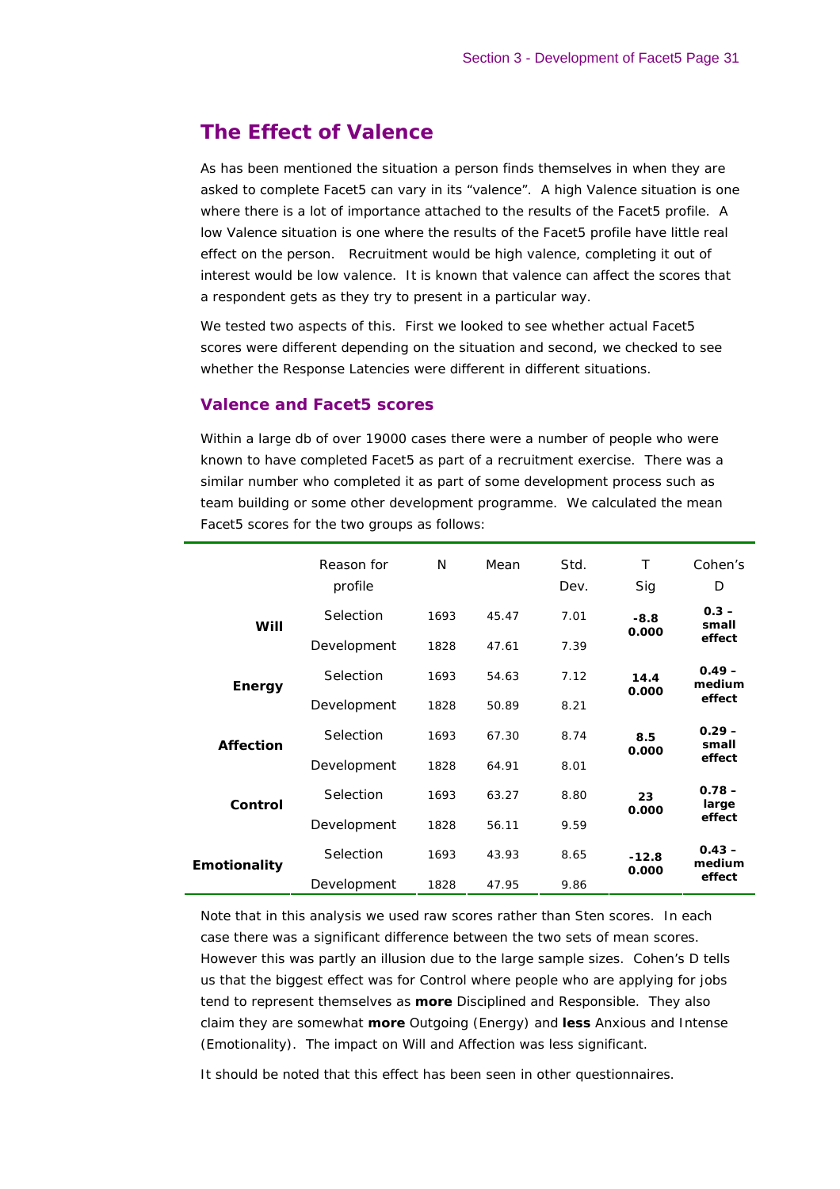## The Effect of Valence

As has been mentioned the situation a person finds themselves in when they are asked to complete Facet5 can vary in its "valence". A high Valence situation is one where there is a lot of importance attached to the results of the Facet5 profile. A low Valence situation is one where the results of the Facet5 profile have little real effect on the person. Recruitment would be high valence, completing it out of interest would be low valence. It is known that valence can affect the scores that a respondent gets as they try to present in a particular way.

We tested two aspects of this. First we looked to see whether actual Facet5 scores were different depending on the situation and second, we checked to see whether the Response Latencies were different in different situations.

### Valence and Facet5 scores

Within a large db of over 19000 cases there were a number of people who were known to have completed Facet5 as part of a recruitment exercise. There was a similar number who completed it as part of some development process such as team building or some other development programme. We calculated the mean Facet5 scores for the two groups as follows:

| | Reason for profile | N | Mean | Std. Dev. | T Sig | Cohen's D |
|---|---|---|---|---|---|---|
| **Will** | Selection | 1693 | 45.47 | 7.01 | **-8.8 0.000** | **0.3 – small effect** |
| | Development | 1828 | 47.61 | 7.39 | | |
| **Energy** | Selection | 1693 | 54.63 | 7.12 | **14.4 0.000** | **0.49 – medium effect** |
| | Development | 1828 | 50.89 | 8.21 | | |
| **Affection** | Selection | 1693 | 67.30 | 8.74 | **8.5 0.000** | **0.29 – small effect** |
| | Development | 1828 | 64.91 | 8.01 | | |
| **Control** | Selection | 1693 | 63.27 | 8.80 | **23 0.000** | **0.78 – large effect** |
| | Development | 1828 | 56.11 | 9.59 | | |
| **Emotionality** | Selection | 1693 | 43.93 | 8.65 | **-12.8 0.000** | **0.43 – medium effect** |
| | Development | 1828 | 47.95 | 9.86 | | |

Note that in this analysis we used raw scores rather than Sten scores. In each case there was a significant difference between the two sets of mean scores. However this was partly an illusion due to the large sample sizes. Cohen's D tells us that the biggest effect was for Control where people who are applying for jobs tend to represent themselves as **more** Disciplined and Responsible. They also claim they are somewhat **more** Outgoing (Energy) and **less** Anxious and Intense (Emotionality). The impact on Will and Affection was less significant.

It should be noted that this effect has been seen in other questionnaires.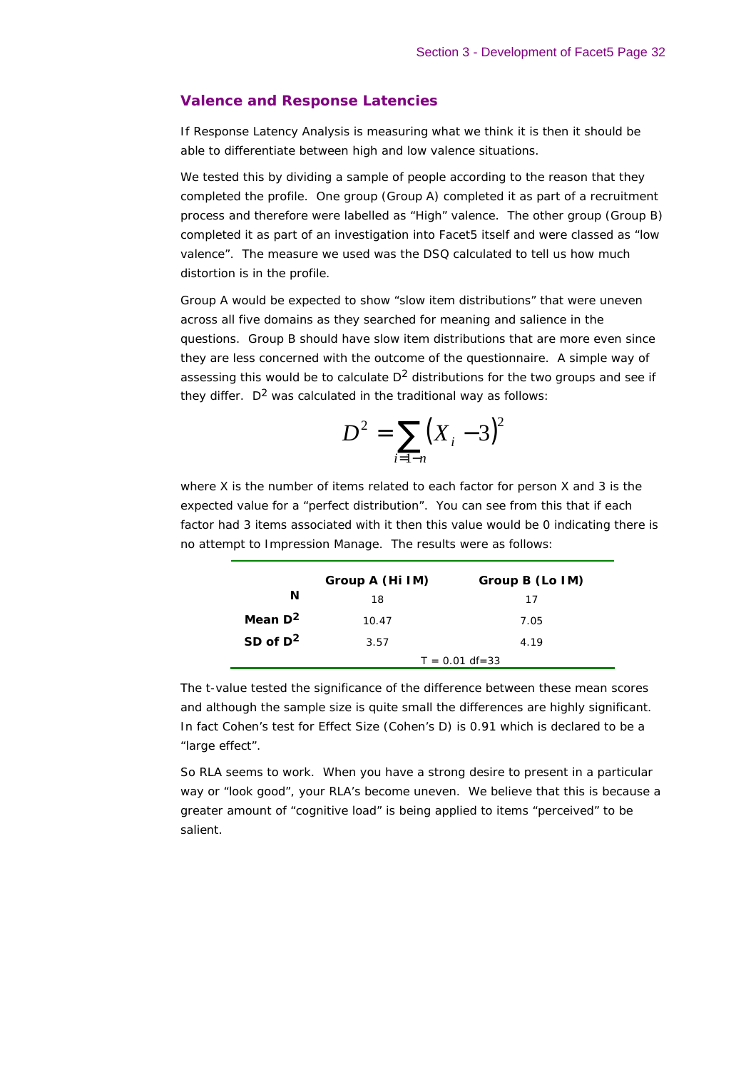## Valence and Response Latencies

If Response Latency Analysis is measuring what we think it is then it should be able to differentiate between high and low valence situations.

We tested this by dividing a sample of people according to the reason that they completed the profile. One group (Group A) completed it as part of a recruitment process and therefore were labelled as "High" valence. The other group (Group B) completed it as part of an investigation into Facet5 itself and were classed as "low valence". The measure we used was the DSQ calculated to tell us how much distortion is in the profile.

Group A would be expected to show "slow item distributions" that were uneven across all five domains as they searched for meaning and salience in the questions. Group B should have slow item distributions that are more even since they are less concerned with the outcome of the questionnaire. A simple way of assessing this would be to calculate $D^2$ distributions for the two groups and see if they differ. $D^2$ was calculated in the traditional way as follows:

$$D^2 = \sum_{i=1-n} (X_i - 3)^2$$

where X is the number of items related to each factor for person X and 3 is the expected value for a "perfect distribution". You can see from this that if each factor had 3 items associated with it then this value would be 0 indicating there is no attempt to Impression Manage. The results were as follows:

| | **Group A (Hi IM)** | **Group B (Lo IM)** |
|---|---|---|
| **N** | 18 | 17 |
| **Mean $D^2$** | 10.47 | 7.05 |
| **SD of $D^2$** | 3.57 | 4.19 |
| | T = 0.01 df=33 | |

The t-value tested the significance of the difference between these mean scores and although the sample size is quite small the differences are highly significant. In fact Cohen's test for Effect Size (Cohen's D) is 0.91 which is declared to be a "large effect".

So RLA seems to work. When you have a strong desire to present in a particular way or "look good", your RLA's become uneven. We believe that this is because a greater amount of "cognitive load" is being applied to items "perceived" to be salient.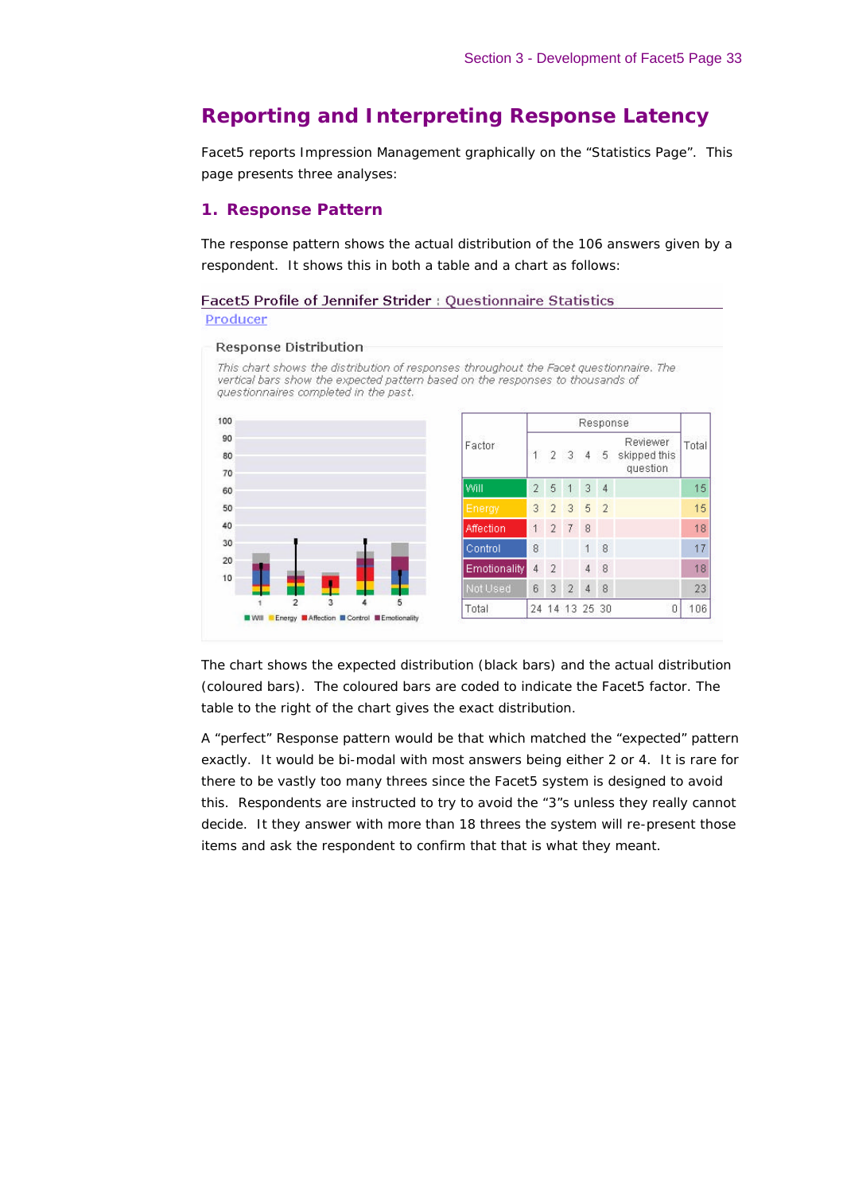# Reporting and Interpreting Response Latency

Facet5 reports Impression Management graphically on the "Statistics Page". This page presents three analyses:

## 1. Response Pattern

The response pattern shows the actual distribution of the 106 answers given by a respondent. It shows this in both a table and a chart as follows:

Facet5 Profile of Jennifer Strider : Questionnaire Statistics

Producer

Response Distribution

*This chart shows the distribution of responses throughout the Facet questionnaire. The vertical bars show the expected pattern based on the responses to thousands of questionnaires completed in the past.*

| Factor | Response 1 | 2 | 3 | 4 | 5 | Reviewer skipped this question | Total |
|---|---|---|---|---|---|---|---|
| Will | 2 | 5 | 1 | 3 | 4 | | 15 |
| Energy | 3 | 2 | 3 | 5 | 2 | | 15 |
| Affection | 1 | 2 | 7 | 8 | | | 18 |
| Control | 8 | | | 1 | 8 | | 17 |
| Emotionality | 4 | 2 | | 4 | 8 | | 18 |
| Not Used | 6 | 3 | 2 | 4 | 8 | | 23 |
| Total | 24 | 14 | 13 | 25 | 30 | 0 | 106 |

The chart shows the expected distribution (black bars) and the actual distribution (coloured bars). The coloured bars are coded to indicate the Facet5 factor. The table to the right of the chart gives the exact distribution.

A "perfect" Response pattern would be that which matched the "expected" pattern exactly. It would be bi-modal with most answers being either 2 or 4. It is rare for there to be vastly too many threes since the Facet5 system is designed to avoid this. Respondents are instructed to try to avoid the "3"s unless they really cannot decide. It they answer with more than 18 threes the system will re-present those items and ask the respondent to confirm that that is what they meant.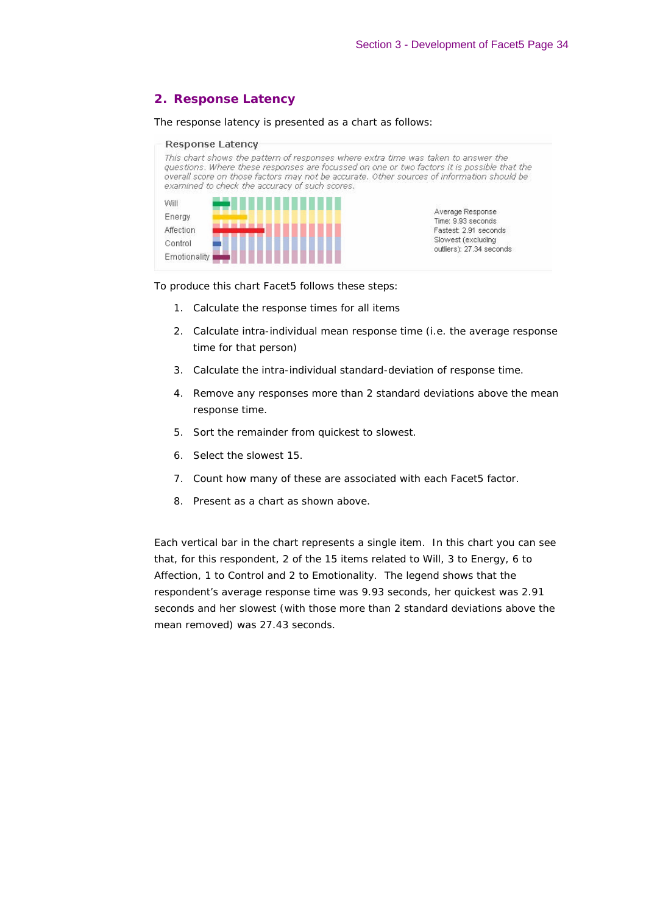## 2. Response Latency

The response latency is presented as a chart as follows:

**Response Latency**

*This chart shows the pattern of responses where extra time was taken to answer the questions. Where these responses are focussed on one or two factors it is possible that the overall score on those factors may not be accurate. Other sources of information should be examined to check the accuracy of such scores.*

Will
Energy
Affection
Control
Emotionality

Average Response Time: 9.93 seconds
Fastest: 2.91 seconds
Slowest (excluding outliers): 27.34 seconds

To produce this chart Facet5 follows these steps:

1. Calculate the response times for all items
2. Calculate intra-individual mean response time (i.e. the average response time for that person)
3. Calculate the intra-individual standard-deviation of response time.
4. Remove any responses more than 2 standard deviations above the mean response time.
5. Sort the remainder from quickest to slowest.
6. Select the slowest 15.
7. Count how many of these are associated with each Facet5 factor.
8. Present as a chart as shown above.

Each vertical bar in the chart represents a single item. In this chart you can see that, for this respondent, 2 of the 15 items related to Will, 3 to Energy, 6 to Affection, 1 to Control and 2 to Emotionality. The legend shows that the respondent's average response time was 9.93 seconds, her quickest was 2.91 seconds and her slowest (with those more than 2 standard deviations above the mean removed) was 27.43 seconds.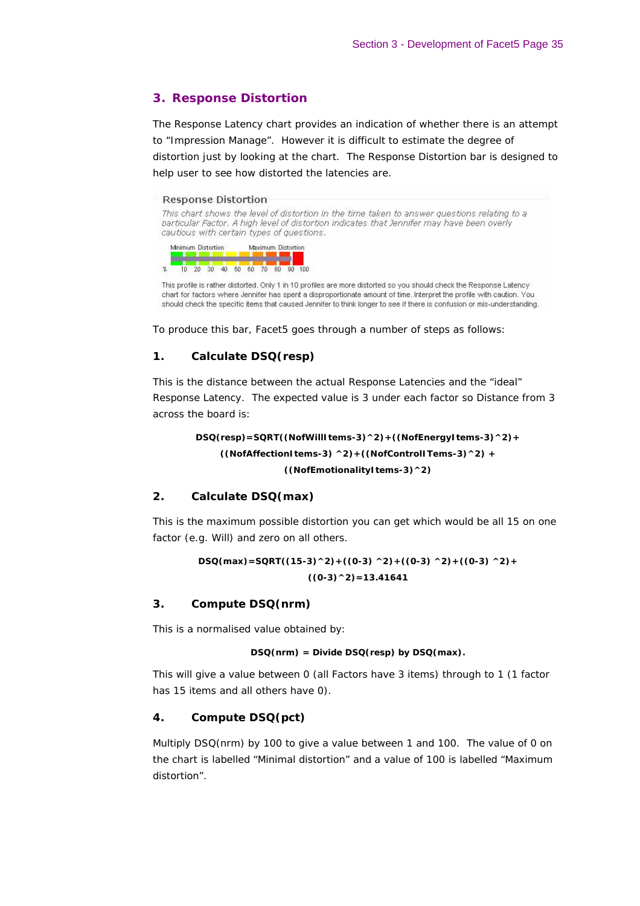## 3. Response Distortion

The Response Latency chart provides an indication of whether there is an attempt to "Impression Manage". However it is difficult to estimate the degree of distortion just by looking at the chart. The Response Distortion bar is designed to help user to see how distorted the latencies are.

Response Distortion

*This chart shows the level of distortion in the time taken to answer questions relating to a particular Factor. A high level of distortion indicates that Jennifer may have been overly cautious with certain types of questions.*

Minimum Distortion &nbsp;&nbsp;&nbsp; Maximum Distortion

% 10 20 30 40 50 60 70 80 90 100

This profile is rather distorted. Only 1 in 10 profiles are more distorted so you should check the Response Latency chart for factors where Jennifer has spent a disproportionate amount of time. Interpret the profile with caution. You should check the specific items that caused Jennifer to think longer to see if there is confusion or mis-understanding.

To produce this bar, Facet5 goes through a number of steps as follows:

### 1. Calculate DSQ(resp)

This is the distance between the actual Response Latencies and the "ideal" Response Latency. The expected value is 3 under each factor so Distance from 3 across the board is:

**DSQ(resp)=SQRT((NofWillItems-3)^2)+((NofEnergyItems-3)^2)+ ((NofAffectionItems-3) ^2)+((NofControlITems-3)^2) + ((NofEmotionalityItems-3)^2)**

### 2. Calculate DSQ(max)

This is the maximum possible distortion you can get which would be all 15 on one factor (e.g. Will) and zero on all others.

**DSQ(max)=SQRT((15-3)^2)+((0-3) ^2)+((0-3) ^2)+((0-3) ^2)+ ((0-3)^2)=13.41641**

### 3. Compute DSQ(nrm)

This is a normalised value obtained by:

**DSQ(nrm) = Divide DSQ(resp) by DSQ(max).**

This will give a value between 0 (all Factors have 3 items) through to 1 (1 factor has 15 items and all others have 0).

### 4. Compute DSQ(pct)

Multiply DSQ(nrm) by 100 to give a value between 1 and 100. The value of 0 on the chart is labelled "Minimal distortion" and a value of 100 is labelled "Maximum distortion".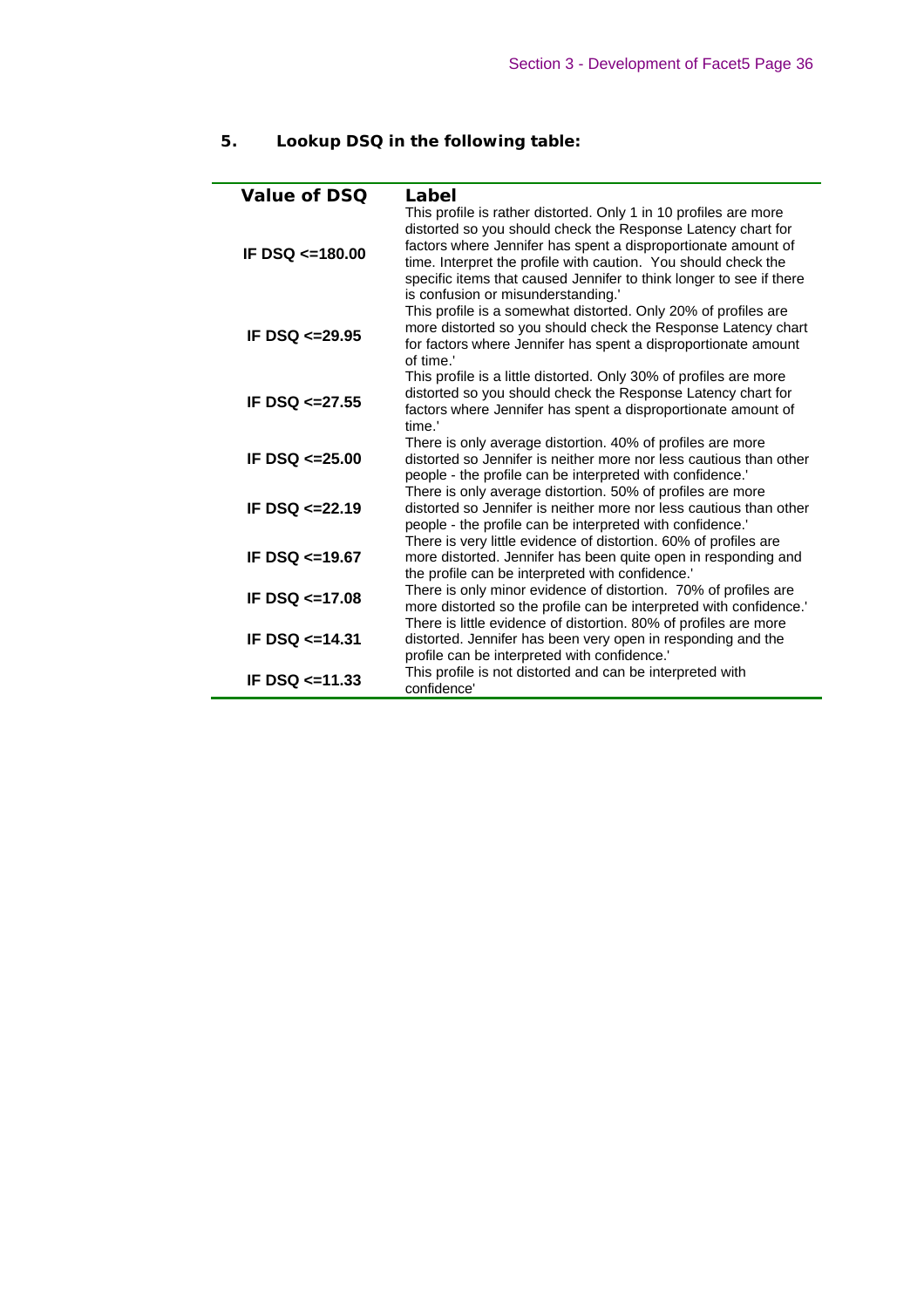### 5. Lookup DSQ in the following table:

| Value of DSQ | Label |
| --- | --- |
| IF DSQ <=180.00 | This profile is rather distorted. Only 1 in 10 profiles are more distorted so you should check the Response Latency chart for factors where Jennifer has spent a disproportionate amount of time. Interpret the profile with caution. You should check the specific items that caused Jennifer to think longer to see if there is confusion or misunderstanding.' |
| IF DSQ <=29.95 | This profile is a somewhat distorted. Only 20% of profiles are more distorted so you should check the Response Latency chart for factors where Jennifer has spent a disproportionate amount of time.' |
| IF DSQ <=27.55 | This profile is a little distorted. Only 30% of profiles are more distorted so you should check the Response Latency chart for factors where Jennifer has spent a disproportionate amount of time.' |
| IF DSQ <=25.00 | There is only average distortion. 40% of profiles are more distorted so Jennifer is neither more nor less cautious than other people - the profile can be interpreted with confidence.' |
| IF DSQ <=22.19 | There is only average distortion. 50% of profiles are more distorted so Jennifer is neither more nor less cautious than other people - the profile can be interpreted with confidence.' |
| IF DSQ <=19.67 | There is very little evidence of distortion. 60% of profiles are more distorted. Jennifer has been quite open in responding and the profile can be interpreted with confidence.' |
| IF DSQ <=17.08 | There is only minor evidence of distortion. 70% of profiles are more distorted so the profile can be interpreted with confidence.' |
| IF DSQ <=14.31 | There is little evidence of distortion. 80% of profiles are more distorted. Jennifer has been very open in responding and the profile can be interpreted with confidence.' |
| IF DSQ <=11.33 | This profile is not distorted and can be interpreted with confidence' |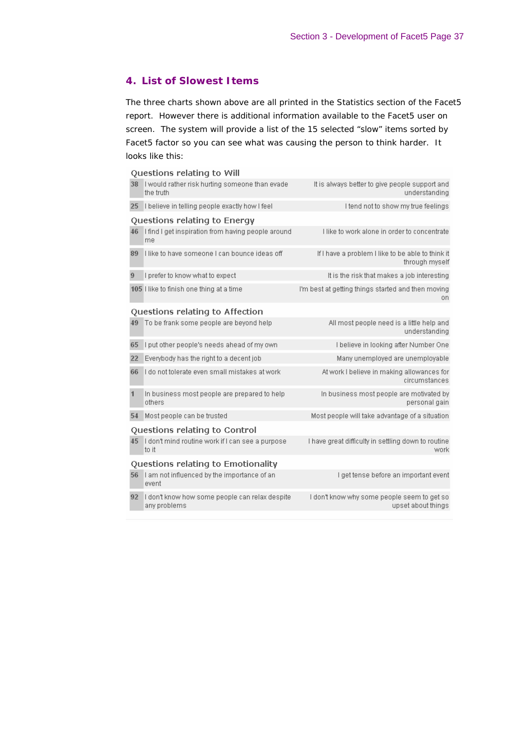## 4. List of Slowest Items

The three charts shown above are all printed in the Statistics section of the Facet5 report. However there is additional information available to the Facet5 user on screen. The system will provide a list of the 15 selected "slow" items sorted by Facet5 factor so you can see what was causing the person to think harder. It looks like this:

**Questions relating to Will**

| | | |
|---|---|---|
| 38 | I would rather risk hurting someone than evade the truth | It is always better to give people support and understanding |
| 25 | I believe in telling people exactly how I feel | I tend not to show my true feelings |

**Questions relating to Energy**

| | | |
|---|---|---|
| 46 | I find I get inspiration from having people around me | I like to work alone in order to concentrate |
| 89 | I like to have someone I can bounce ideas off | If I have a problem I like to be able to think it through myself |
| 9 | I prefer to know what to expect | It is the risk that makes a job interesting |
| 105 | I like to finish one thing at a time | I'm best at getting things started and then moving on |

**Questions relating to Affection**

| | | |
|---|---|---|
| 49 | To be frank some people are beyond help | All most people need is a little help and understanding |
| 65 | I put other people's needs ahead of my own | I believe in looking after Number One |
| 22 | Everybody has the right to a decent job | Many unemployed are unemployable |
| 66 | I do not tolerate even small mistakes at work | At work I believe in making allowances for circumstances |
| 1 | In business most people are prepared to help others | In business most people are motivated by personal gain |
| 54 | Most people can be trusted | Most people will take advantage of a situation |

**Questions relating to Control**

| | | |
|---|---|---|
| 45 | I don't mind routine work if I can see a purpose to it | I have great difficulty in settling down to routine work |

**Questions relating to Emotionality**

| | | |
|---|---|---|
| 56 | I am not influenced by the importance of an event | I get tense before an important event |
| 92 | I don't know how some people can relax despite any problems | I don't know why some people seem to get so upset about things |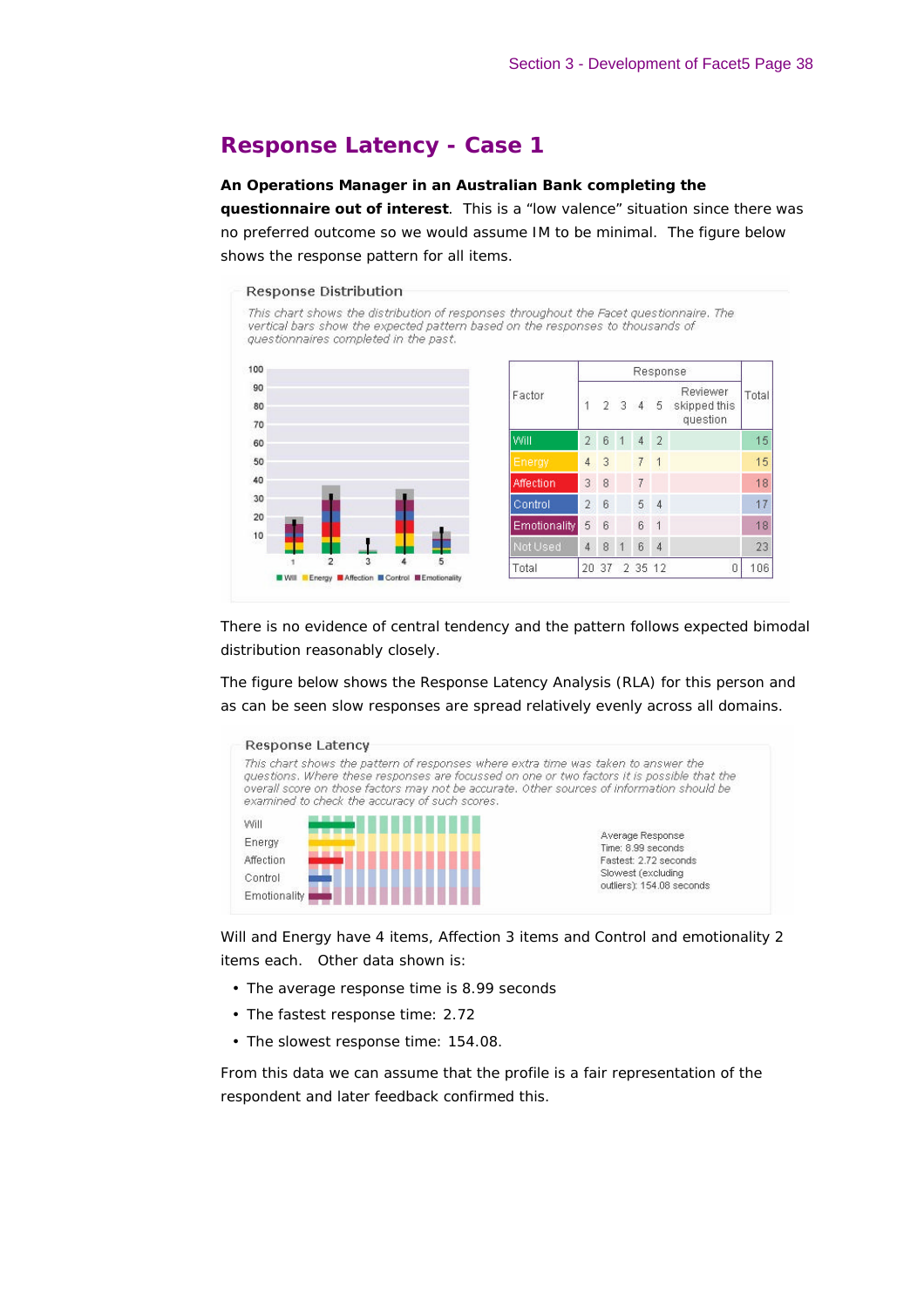## Response Latency - Case 1

**An Operations Manager in an Australian Bank completing the questionnaire out of interest**. This is a "low valence" situation since there was no preferred outcome so we would assume IM to be minimal. The figure below shows the response pattern for all items.

**Response Distribution**

*This chart shows the distribution of responses throughout the Facet questionnaire. The vertical bars show the expected pattern based on the responses to thousands of questionnaires completed in the past.*

| Factor | Response 1 | 2 | 3 | 4 | 5 | Reviewer skipped this question | Total |
|---|---|---|---|---|---|---|---|
| Will | 2 | 6 | 1 | 4 | 2 | | 15 |
| Energy | 4 | 3 | | 7 | 1 | | 15 |
| Affection | 3 | 8 | | 7 | | | 18 |
| Control | 2 | 6 | | 5 | 4 | | 17 |
| Emotionality | 5 | 6 | | 6 | 1 | | 18 |
| Not Used | 4 | 8 | 1 | 6 | 4 | | 23 |
| Total | 20 | 37 | 2 | 35 | 12 | 0 | 106 |

There is no evidence of central tendency and the pattern follows expected bimodal distribution reasonably closely.

The figure below shows the Response Latency Analysis (RLA) for this person and as can be seen slow responses are spread relatively evenly across all domains.

**Response Latency**

*This chart shows the pattern of responses where extra time was taken to answer the questions. Where these responses are focussed on one or two factors it is possible that the overall score on those factors may not be accurate. Other sources of information should be examined to check the accuracy of such scores.*

Average Response Time: 8.99 seconds
Fastest: 2.72 seconds
Slowest (excluding outliers): 154.08 seconds

Will and Energy have 4 items, Affection 3 items and Control and emotionality 2 items each. Other data shown is:

- The average response time is 8.99 seconds
- The fastest response time: 2.72
- The slowest response time: 154.08.

From this data we can assume that the profile is a fair representation of the respondent and later feedback confirmed this.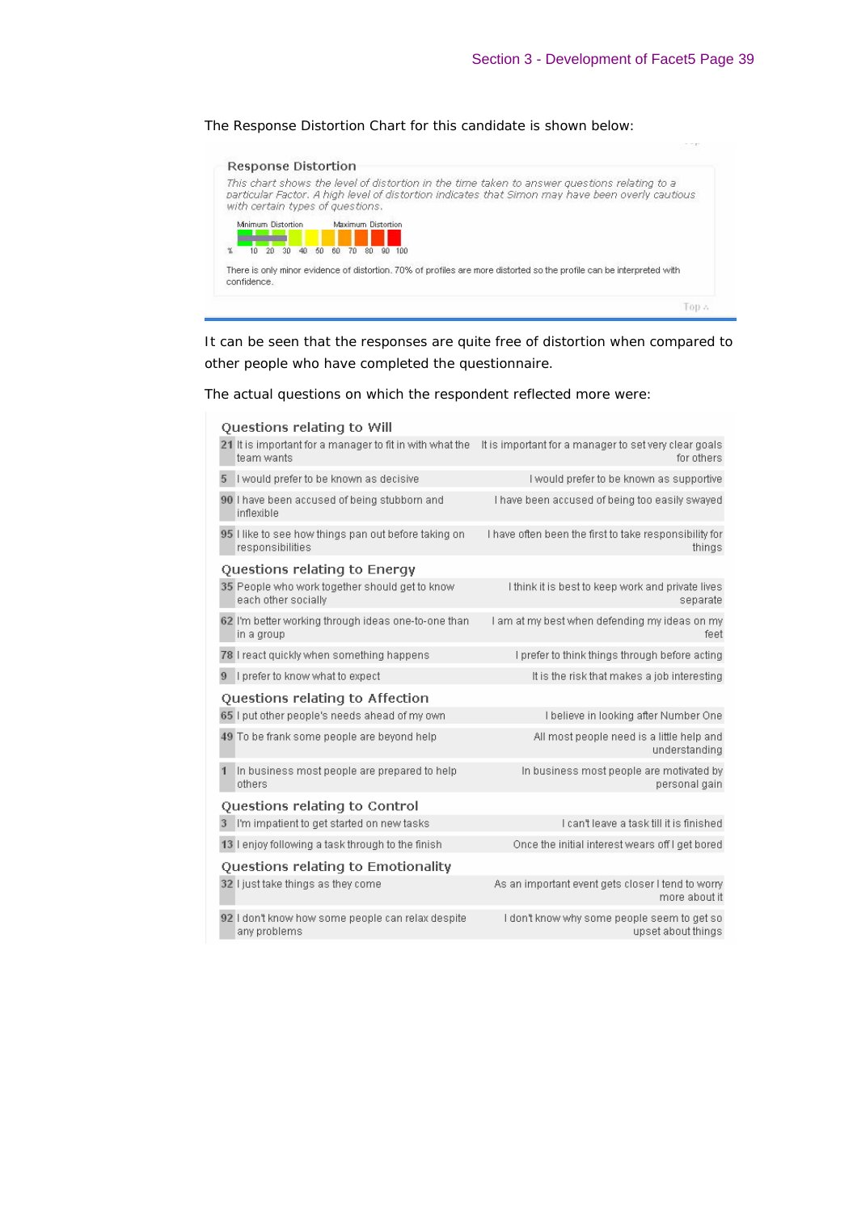The Response Distortion Chart for this candidate is shown below:

**Response Distortion**

*This chart shows the level of distortion in the time taken to answer questions relating to a particular Factor. A high level of distortion indicates that Simon may have been overly cautious with certain types of questions.*

Minimum Distortion — Maximum Distortion

% 10 20 30 40 50 60 70 80 90 100

There is only minor evidence of distortion. 70% of profiles are more distorted so the profile can be interpreted with confidence.

It can be seen that the responses are quite free of distortion when compared to other people who have completed the questionnaire.

The actual questions on which the respondent reflected more were:

### Questions relating to Will

| | | |
|---|---|---|
| 21 | It is important for a manager to fit in with what the team wants | It is important for a manager to set very clear goals for others |
| 5 | I would prefer to be known as decisive | I would prefer to be known as supportive |
| 90 | I have been accused of being stubborn and inflexible | I have been accused of being too easily swayed |
| 95 | I like to see how things pan out before taking on responsibilities | I have often been the first to take responsibility for things |

### Questions relating to Energy

| | | |
|---|---|---|
| 35 | People who work together should get to know each other socially | I think it is best to keep work and private lives separate |
| 62 | I'm better working through ideas one-to-one than in a group | I am at my best when defending my ideas on my feet |
| 78 | I react quickly when something happens | I prefer to think things through before acting |
| 9 | I prefer to know what to expect | It is the risk that makes a job interesting |

### Questions relating to Affection

| | | |
|---|---|---|
| 65 | I put other people's needs ahead of my own | I believe in looking after Number One |
| 49 | To be frank some people are beyond help | All most people need is a little help and understanding |
| 1 | In business most people are prepared to help others | In business most people are motivated by personal gain |

### Questions relating to Control

| | | |
|---|---|---|
| 3 | I'm impatient to get started on new tasks | I can't leave a task till it is finished |
| 13 | I enjoy following a task through to the finish | Once the initial interest wears off I get bored |

### Questions relating to Emotionality

| | | |
|---|---|---|
| 32 | I just take things as they come | As an important event gets closer I tend to worry more about it |
| 92 | I don't know how some people can relax despite any problems | I don't know why some people seem to get so upset about things |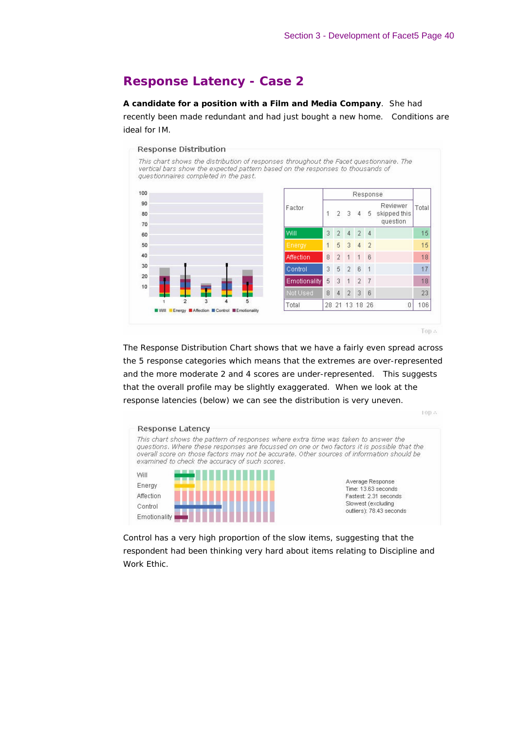## Response Latency - Case 2

**A candidate for a position with a Film and Media Company**. She had recently been made redundant and had just bought a new home. Conditions are ideal for IM.

### Response Distribution

*This chart shows the distribution of responses throughout the Facet questionnaire. The vertical bars show the expected pattern based on the responses to thousands of questionnaires completed in the past.*

| Factor | Response 1 | 2 | 3 | 4 | 5 | Reviewer skipped this question | Total |
|---|---|---|---|---|---|---|---|
| Will | 3 | 2 | 4 | 2 | 4 | | 15 |
| Energy | 1 | 5 | 3 | 4 | 2 | | 15 |
| Affection | 8 | 2 | 1 | 1 | 6 | | 18 |
| Control | 3 | 5 | 2 | 6 | 1 | | 17 |
| Emotionality | 5 | 3 | 1 | 2 | 7 | | 18 |
| Not Used | 8 | 4 | 2 | 3 | 6 | | 23 |
| Total | 28 | 21 | 13 | 18 | 26 | 0 | 106 |

The Response Distribution Chart shows that we have a fairly even spread across the 5 response categories which means that the extremes are over-represented and the more moderate 2 and 4 scores are under-represented. This suggests that the overall profile may be slightly exaggerated. When we look at the response latencies (below) we can see the distribution is very uneven.

### Response Latency

*This chart shows the pattern of responses where extra time was taken to answer the questions. Where these responses are focussed on one or two factors it is possible that the overall score on those factors may not be accurate. Other sources of information should be examined to check the accuracy of such scores.*

Will
Energy
Affection
Control
Emotionality

Average Response Time: 13.63 seconds
Fastest: 2.31 seconds
Slowest (excluding outliers): 78.43 seconds

Control has a very high proportion of the slow items, suggesting that the respondent had been thinking very hard about items relating to Discipline and Work Ethic.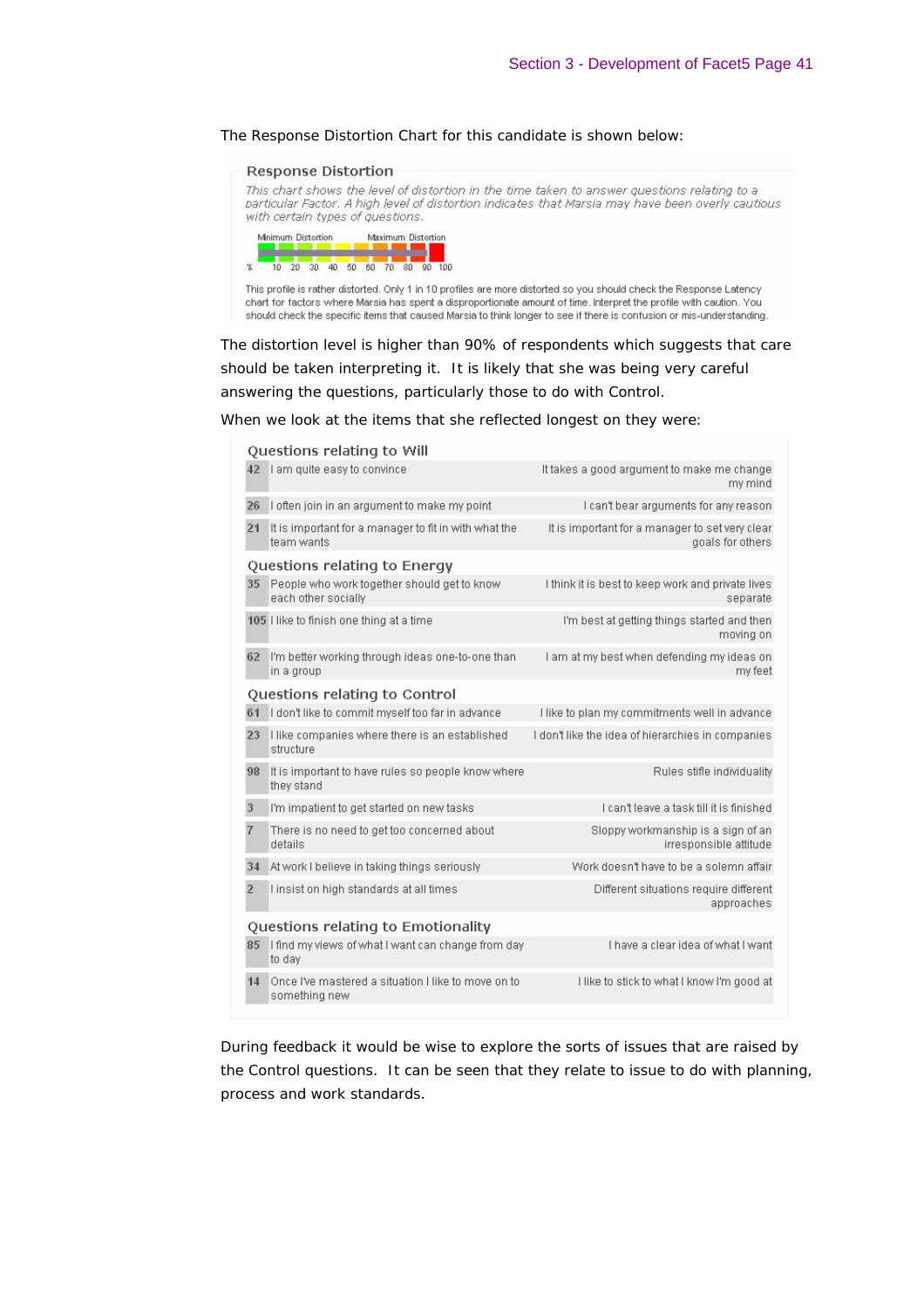The Response Distortion Chart for this candidate is shown below:

### Response Distortion

*This chart shows the level of distortion in the time taken to answer questions relating to a particular Factor. A high level of distortion indicates that Marsia may have been overly cautious with certain types of questions.*

Minimum Distortion — Maximum Distortion

% 10 20 30 40 50 60 70 80 90 100

This profile is rather distorted. Only 1 in 10 profiles are more distorted so you should check the Response Latency chart for factors where Marsia has spent a disproportionate amount of time. Interpret the profile with caution. You should check the specific items that caused Marsia to think longer to see if there is confusion or mis-understanding.

The distortion level is higher than 90% of respondents which suggests that care should be taken interpreting it. It is likely that she was being very careful answering the questions, particularly those to do with Control.

When we look at the items that she reflected longest on they were:

| No. | Statement | Alternative |
|---|---|---|
| **Questions relating to Will** | | |
| 42 | I am quite easy to convince | It takes a good argument to make me change my mind |
| 26 | I often join in an argument to make my point | I can't bear arguments for any reason |
| 21 | It is important for a manager to fit in with what the team wants | It is important for a manager to set very clear goals for others |
| **Questions relating to Energy** | | |
| 35 | People who work together should get to know each other socially | I think it is best to keep work and private lives separate |
| 105 | I like to finish one thing at a time | I'm best at getting things started and then moving on |
| 62 | I'm better working through ideas one-to-one than in a group | I am at my best when defending my ideas on my feet |
| **Questions relating to Control** | | |
| 61 | I don't like to commit myself too far in advance | I like to plan my commitments well in advance |
| 23 | I like companies where there is an established structure | I don't like the idea of hierarchies in companies |
| 98 | It is important to have rules so people know where they stand | Rules stifle individuality |
| 3 | I'm impatient to get started on new tasks | I can't leave a task till it is finished |
| 7 | There is no need to get too concerned about details | Sloppy workmanship is a sign of an irresponsible attitude |
| 34 | At work I believe in taking things seriously | Work doesn't have to be a solemn affair |
| 2 | I insist on high standards at all times | Different situations require different approaches |
| **Questions relating to Emotionality** | | |
| 85 | I find my views of what I want can change from day to day | I have a clear idea of what I want |
| 14 | Once I've mastered a situation I like to move on to something new | I like to stick to what I know I'm good at |

During feedback it would be wise to explore the sorts of issues that are raised by the Control questions. It can be seen that they relate to issue to do with planning, process and work standards.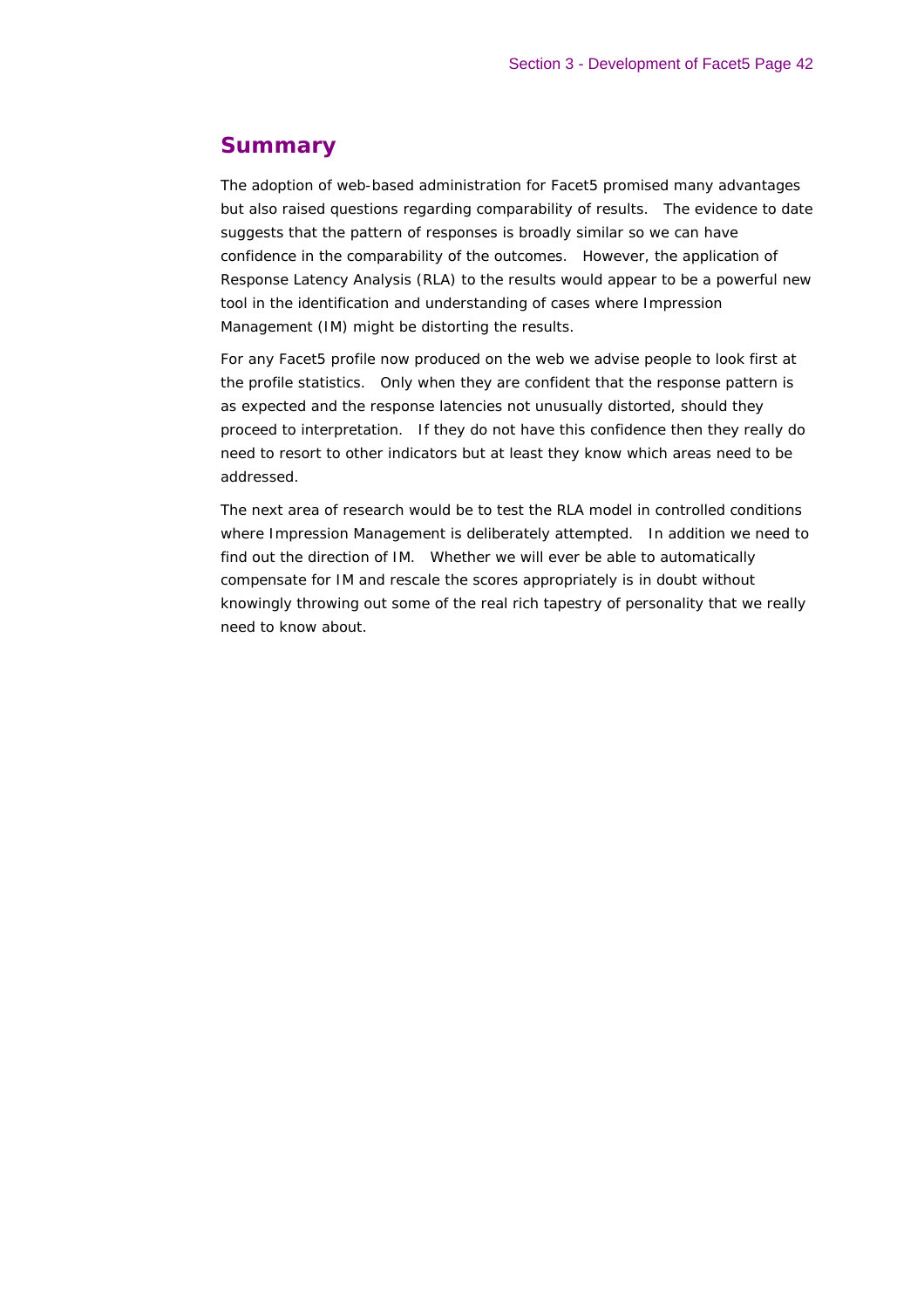## Summary

The adoption of web-based administration for Facet5 promised many advantages but also raised questions regarding comparability of results. The evidence to date suggests that the pattern of responses is broadly similar so we can have confidence in the comparability of the outcomes. However, the application of Response Latency Analysis (RLA) to the results would appear to be a powerful new tool in the identification and understanding of cases where Impression Management (IM) might be distorting the results.

For any Facet5 profile now produced on the web we advise people to look first at the profile statistics. Only when they are confident that the response pattern is as expected and the response latencies not unusually distorted, should they proceed to interpretation. If they do not have this confidence then they really do need to resort to other indicators but at least they know which areas need to be addressed.

The next area of research would be to test the RLA model in controlled conditions where Impression Management is deliberately attempted. In addition we need to find out the direction of IM. Whether we will ever be able to automatically compensate for IM and rescale the scores appropriately is in doubt without knowingly throwing out some of the real rich tapestry of personality that we really need to know about.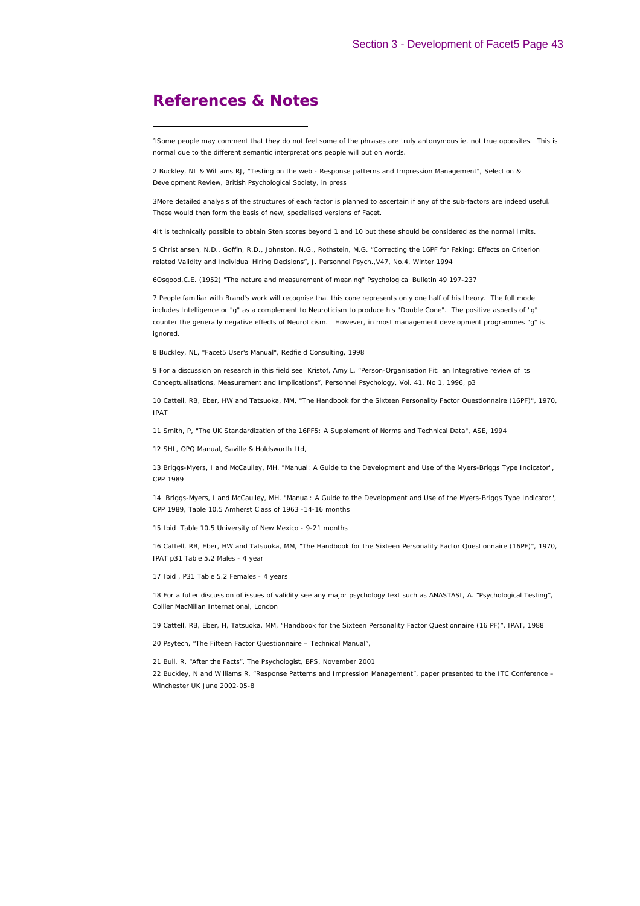# References & Notes

1Some people may comment that they do not feel some of the phrases are truly antonymous ie. not true opposites. This is normal due to the different semantic interpretations people will put on words.

2 Buckley, NL & Williams RJ, "Testing on the web - Response patterns and Impression Management", Selection & Development Review, British Psychological Society, in press

3More detailed analysis of the structures of each factor is planned to ascertain if any of the sub-factors are indeed useful. These would then form the basis of new, specialised versions of Facet.

4It is technically possible to obtain Sten scores beyond 1 and 10 but these should be considered as the normal limits.

5 Christiansen, N.D., Goffin, R.D., Johnston, N.G., Rothstein, M.G. "Correcting the 16PF for Faking: Effects on Criterion related Validity and Individual Hiring Decisions", J. Personnel Psych.,V47, No.4, Winter 1994

6Osgood,C.E. (1952) "The nature and measurement of meaning" Psychological Bulletin 49 197-237

7 People familiar with Brand's work will recognise that this cone represents only one half of his theory. The full model includes Intelligence or "g" as a complement to Neuroticism to produce his "Double Cone". The positive aspects of "g" counter the generally negative effects of Neuroticism. However, in most management development programmes "g" is ignored.

8 Buckley, NL, "Facet5 User's Manual", Redfield Consulting, 1998

9 For a discussion on research in this field see Kristof, Amy L, "Person-Organisation Fit: an Integrative review of its Conceptualisations, Measurement and Implications", Personnel Psychology, Vol. 41, No 1, 1996, p3

10 Cattell, RB, Eber, HW and Tatsuoka, MM, "The Handbook for the Sixteen Personality Factor Questionnaire (16PF)", 1970, IPAT

11 Smith, P, "The UK Standardization of the 16PF5: A Supplement of Norms and Technical Data", ASE, 1994

12 SHL, OPQ Manual, Saville & Holdsworth Ltd,

13 Briggs-Myers, I and McCaulley, MH. "Manual: A Guide to the Development and Use of the Myers-Briggs Type Indicator", CPP 1989

14 Briggs-Myers, I and McCaulley, MH. "Manual: A Guide to the Development and Use of the Myers-Briggs Type Indicator", CPP 1989, Table 10.5 Amherst Class of 1963 -14-16 months

15 Ibid Table 10.5 University of New Mexico - 9-21 months

16 Cattell, RB, Eber, HW and Tatsuoka, MM, "The Handbook for the Sixteen Personality Factor Questionnaire (16PF)", 1970, IPAT p31 Table 5.2 Males - 4 year

17 Ibid , P31 Table 5.2 Females - 4 years

18 For a fuller discussion of issues of validity see any major psychology text such as ANASTASI, A. "Psychological Testing", Collier MacMillan International, London

19 Cattell, RB, Eber, H, Tatsuoka, MM, "Handbook for the Sixteen Personality Factor Questionnaire (16 PF)", IPAT, 1988

20 Psytech, "The Fifteen Factor Questionnaire – Technical Manual",

21 Bull, R, "After the Facts", The Psychologist, BPS, November 2001

22 Buckley, N and Williams R, "Response Patterns and Impression Management", paper presented to the ITC Conference – Winchester UK June 2002-05-8